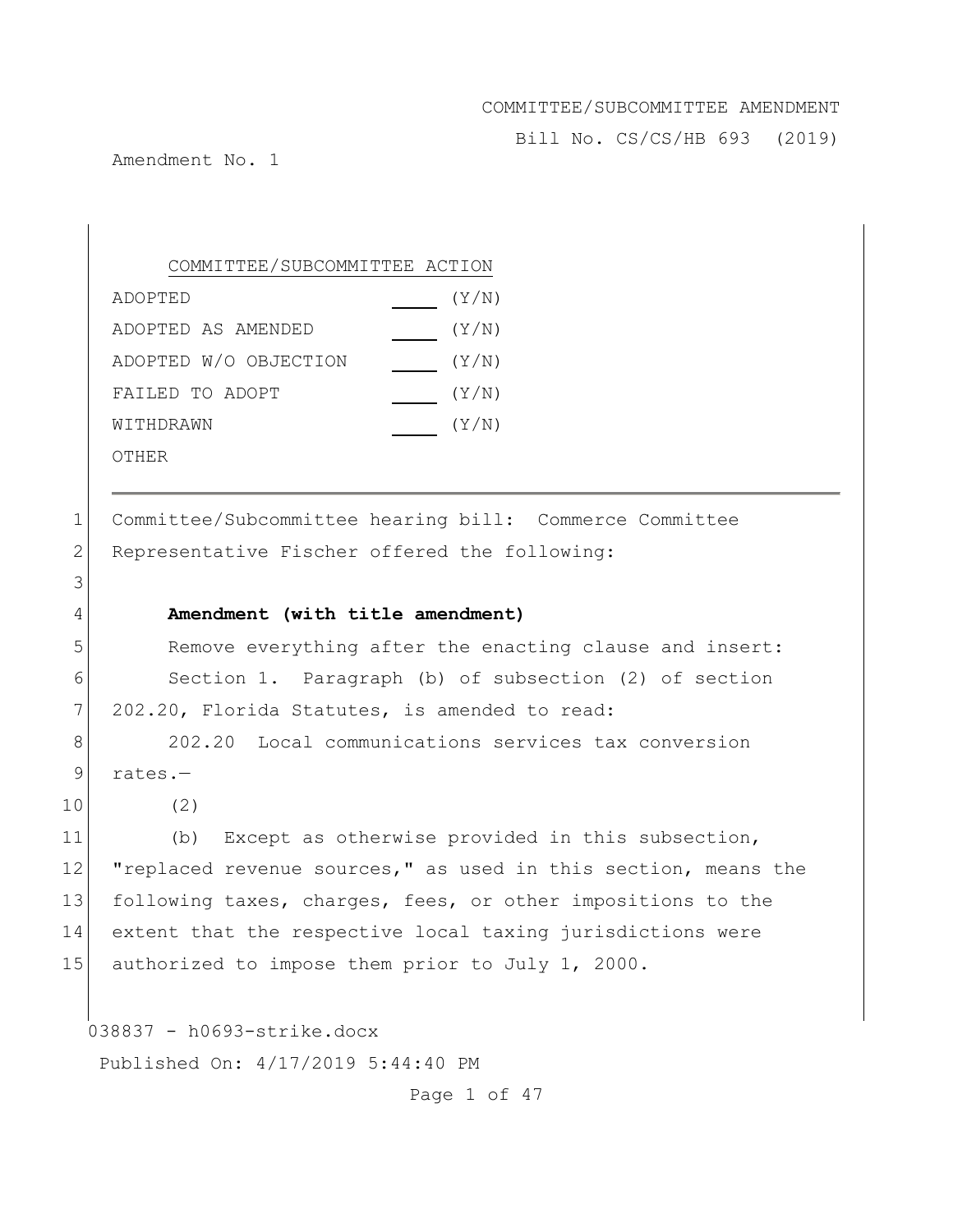COMMITTEE/SUBCOMMITTEE AMENDMENT

Bill No. CS/CS/HB 693 (2019)

Amendment No. 1

COMMITTEE/SUBCOMMITTEE ACTION

| | |
|---|---|
| ADOPTED | ___ (Y/N) |
| ADOPTED AS AMENDED | ___ (Y/N) |
| ADOPTED W/O OBJECTION | ___ (Y/N) |
| FAILED TO ADOPT | ___ (Y/N) |
| WITHDRAWN | ___ (Y/N) |
| OTHER | |

---

1 Committee/Subcommittee hearing bill: Commerce Committee
2 Representative Fischer offered the following:
3
4 **Amendment (with title amendment)**
5 Remove everything after the enacting clause and insert:
6 Section 1. Paragraph (b) of subsection (2) of section
7 202.20, Florida Statutes, is amended to read:
8 202.20 Local communications services tax conversion
9 rates.—
10 (2)
11 (b) Except as otherwise provided in this subsection,
12 "replaced revenue sources," as used in this section, means the
13 following taxes, charges, fees, or other impositions to the
14 extent that the respective local taxing jurisdictions were
15 authorized to impose them prior to July 1, 2000.

038837 - h0693-strike.docx

Published On: 4/17/2019 5:44:40 PM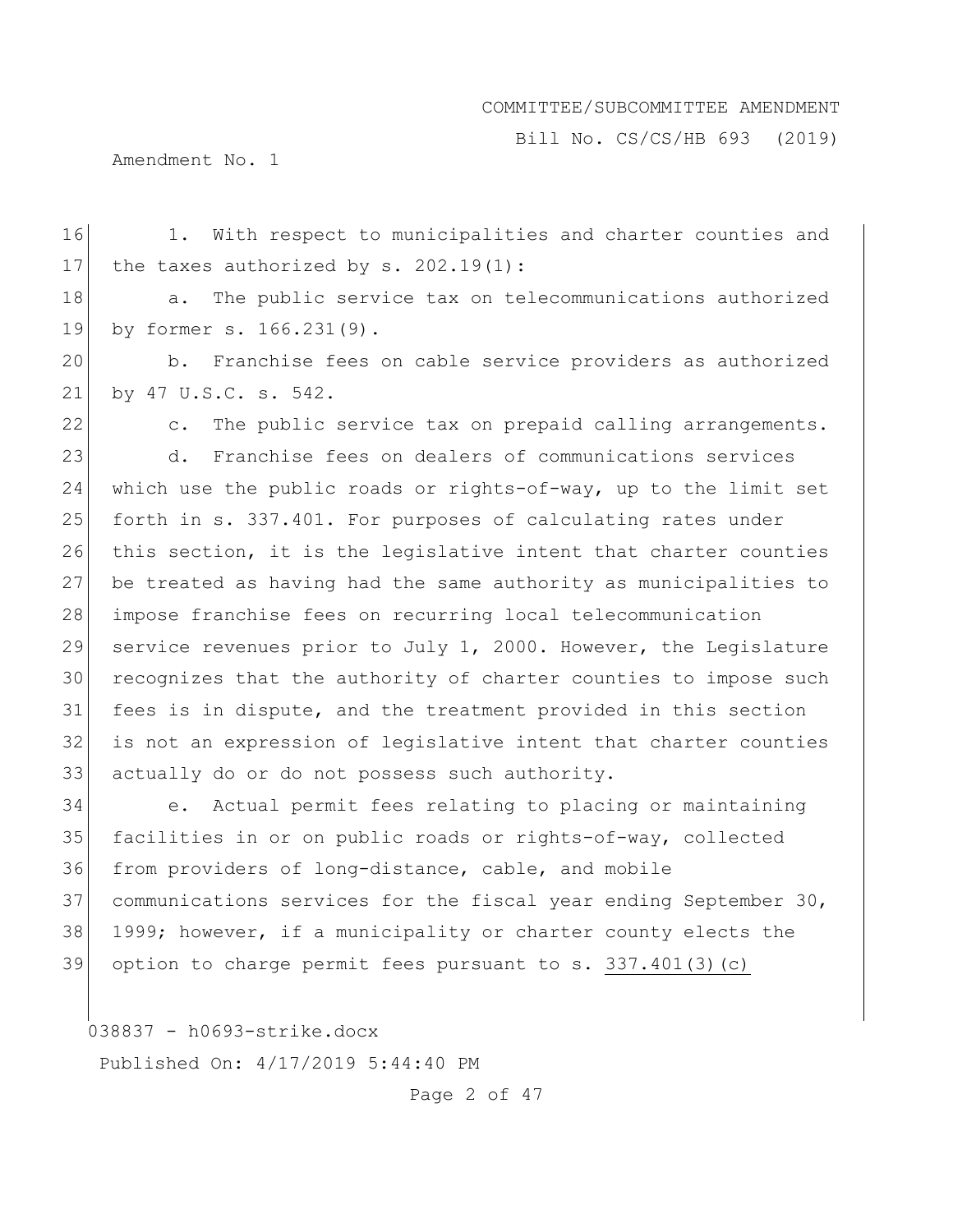1. With respect to municipalities and charter counties and the taxes authorized by s. 202.19(1):

a. The public service tax on telecommunications authorized by former s. 166.231(9).

b. Franchise fees on cable service providers as authorized by 47 U.S.C. s. 542.

c. The public service tax on prepaid calling arrangements.

d. Franchise fees on dealers of communications services which use the public roads or rights-of-way, up to the limit set forth in s. 337.401. For purposes of calculating rates under this section, it is the legislative intent that charter counties be treated as having had the same authority as municipalities to impose franchise fees on recurring local telecommunication service revenues prior to July 1, 2000. However, the Legislature recognizes that the authority of charter counties to impose such fees is in dispute, and the treatment provided in this section is not an expression of legislative intent that charter counties actually do or do not possess such authority.

e. Actual permit fees relating to placing or maintaining facilities in or on public roads or rights-of-way, collected from providers of long-distance, cable, and mobile communications services for the fiscal year ending September 30, 1999; however, if a municipality or charter county elects the option to charge permit fees pursuant to s. 337.401(3)(c)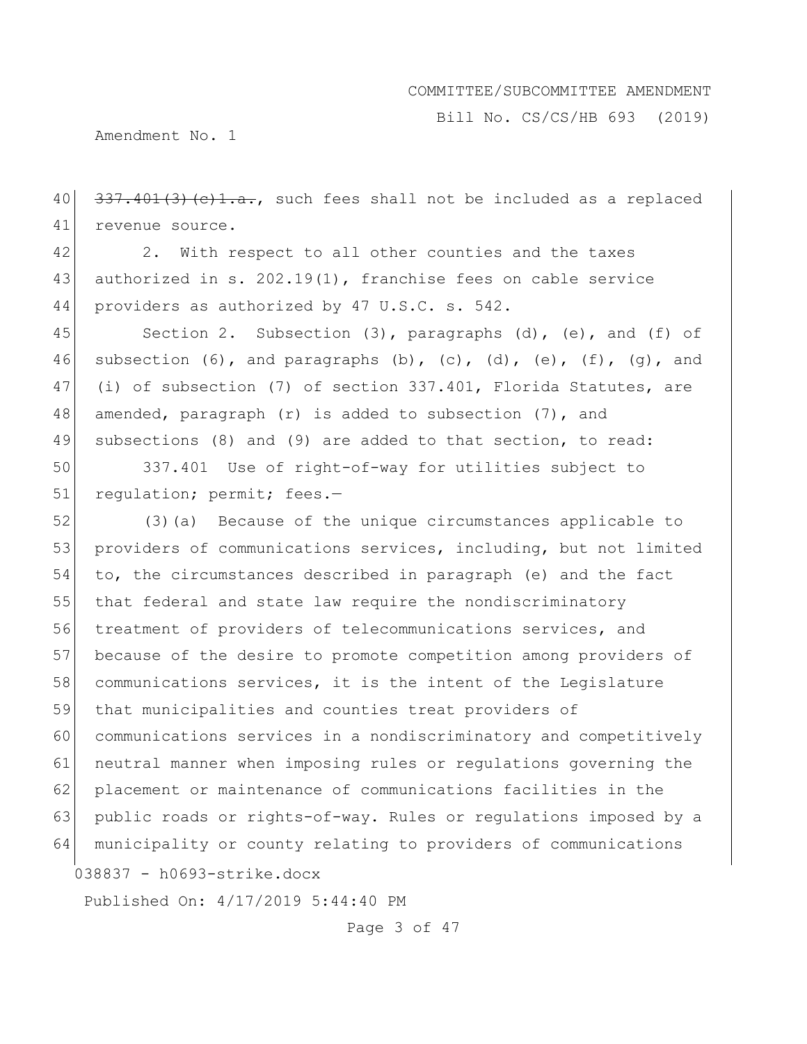~~337.401(3)(c)1.a.~~, such fees shall not be included as a replaced revenue source.

2. With respect to all other counties and the taxes authorized in s. 202.19(1), franchise fees on cable service providers as authorized by 47 U.S.C. s. 542.

Section 2. Subsection (3), paragraphs (d), (e), and (f) of subsection (6), and paragraphs (b), (c), (d), (e), (f), (g), and (i) of subsection (7) of section 337.401, Florida Statutes, are amended, paragraph (r) is added to subsection (7), and subsections (8) and (9) are added to that section, to read:

337.401 Use of right-of-way for utilities subject to regulation; permit; fees.—

(3)(a) Because of the unique circumstances applicable to providers of communications services, including, but not limited to, the circumstances described in paragraph (e) and the fact that federal and state law require the nondiscriminatory treatment of providers of telecommunications services, and because of the desire to promote competition among providers of communications services, it is the intent of the Legislature that municipalities and counties treat providers of communications services in a nondiscriminatory and competitively neutral manner when imposing rules or regulations governing the placement or maintenance of communications facilities in the public roads or rights-of-way. Rules or regulations imposed by a municipality or county relating to providers of communications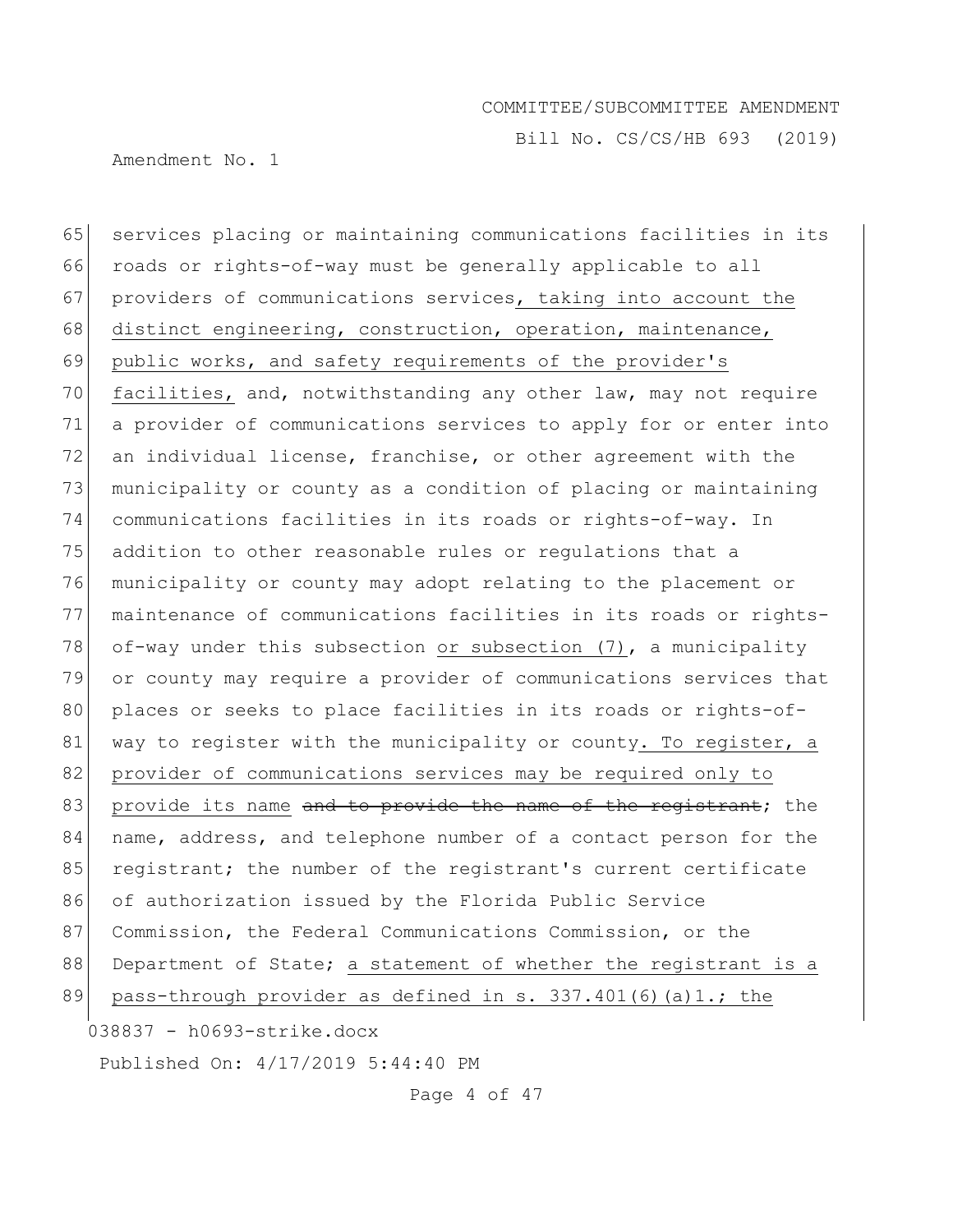services placing or maintaining communications facilities in its roads or rights-of-way must be generally applicable to all providers of communications services, taking into account the distinct engineering, construction, operation, maintenance, public works, and safety requirements of the provider's facilities, and, notwithstanding any other law, may not require a provider of communications services to apply for or enter into an individual license, franchise, or other agreement with the municipality or county as a condition of placing or maintaining communications facilities in its roads or rights-of-way. In addition to other reasonable rules or regulations that a municipality or county may adopt relating to the placement or maintenance of communications facilities in its roads or rights-of-way under this subsection or subsection (7), a municipality or county may require a provider of communications services that places or seeks to place facilities in its roads or rights-of-way to register with the municipality or county. To register, a provider of communications services may be required only to provide its name ~~and to provide the name of the registrant~~; the name, address, and telephone number of a contact person for the registrant; the number of the registrant's current certificate of authorization issued by the Florida Public Service Commission, the Federal Communications Commission, or the Department of State; a statement of whether the registrant is a pass-through provider as defined in s. 337.401(6)(a)1.; the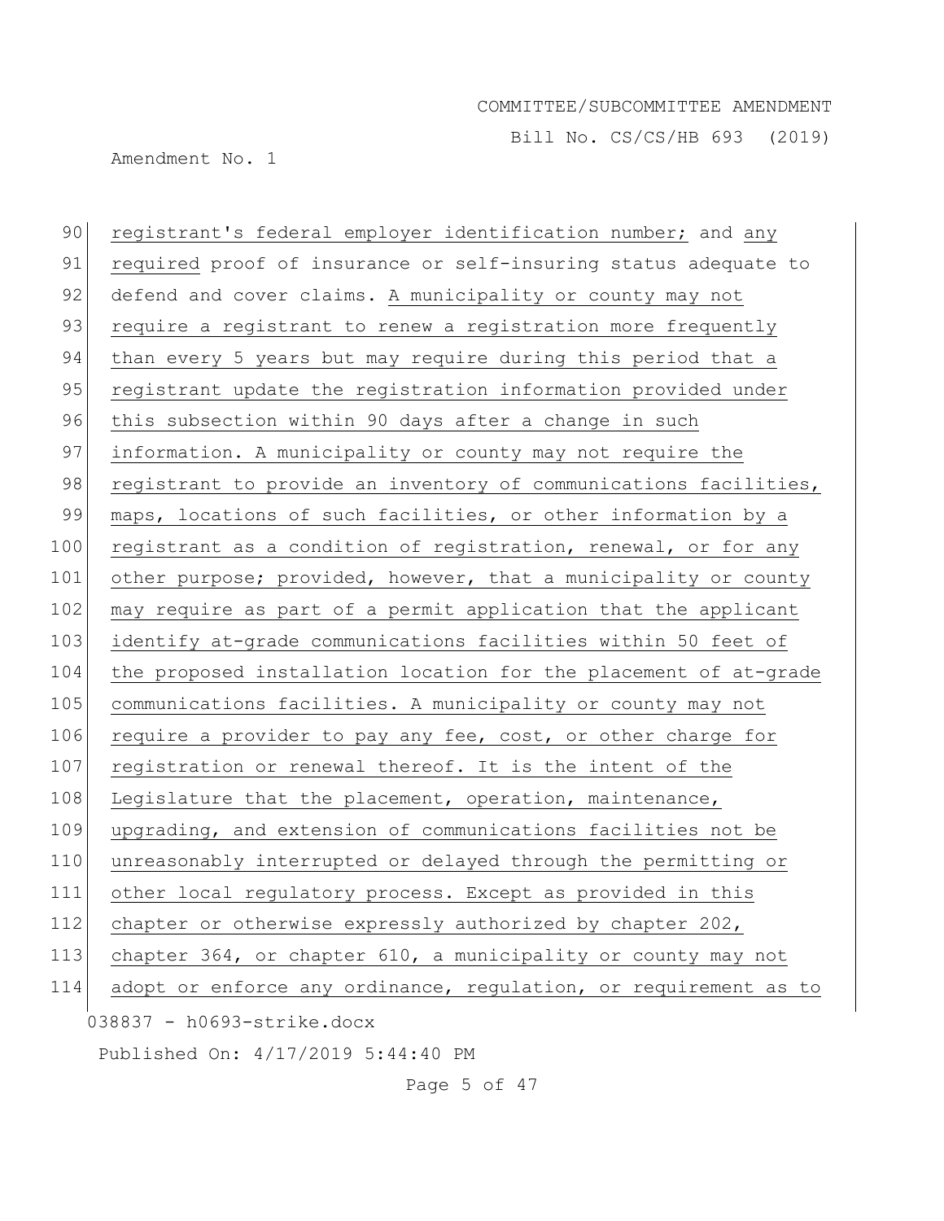registrant's federal employer identification number; and any required proof of insurance or self-insuring status adequate to defend and cover claims. A municipality or county may not require a registrant to renew a registration more frequently than every 5 years but may require during this period that a registrant update the registration information provided under this subsection within 90 days after a change in such information. A municipality or county may not require the registrant to provide an inventory of communications facilities, maps, locations of such facilities, or other information by a registrant as a condition of registration, renewal, or for any other purpose; provided, however, that a municipality or county may require as part of a permit application that the applicant identify at-grade communications facilities within 50 feet of the proposed installation location for the placement of at-grade communications facilities. A municipality or county may not require a provider to pay any fee, cost, or other charge for registration or renewal thereof. It is the intent of the Legislature that the placement, operation, maintenance, upgrading, and extension of communications facilities not be unreasonably interrupted or delayed through the permitting or other local regulatory process. Except as provided in this chapter or otherwise expressly authorized by chapter 202, chapter 364, or chapter 610, a municipality or county may not adopt or enforce any ordinance, regulation, or requirement as to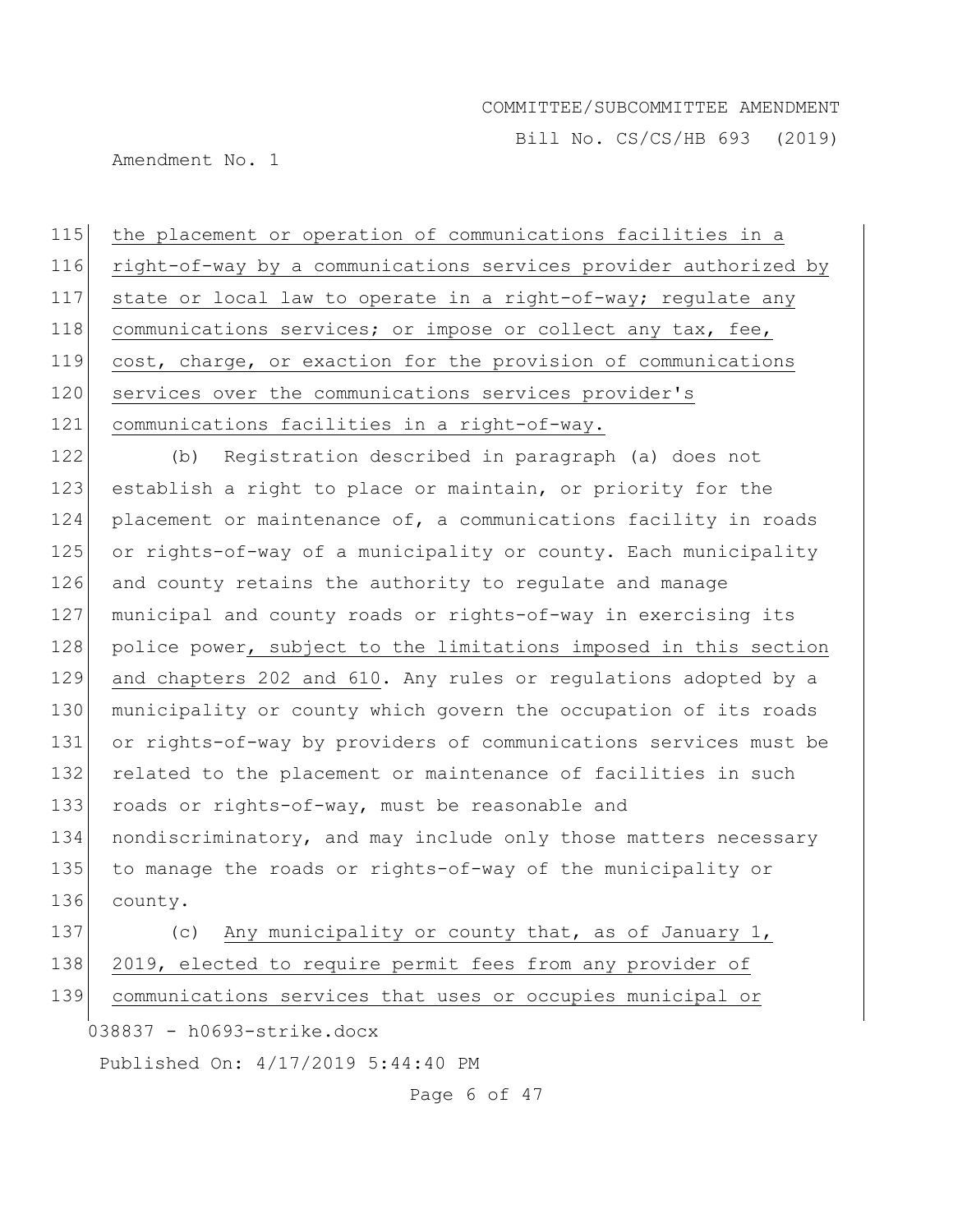the placement or operation of communications facilities in a right-of-way by a communications services provider authorized by state or local law to operate in a right-of-way; regulate any communications services; or impose or collect any tax, fee, cost, charge, or exaction for the provision of communications services over the communications services provider's communications facilities in a right-of-way.

(b) Registration described in paragraph (a) does not establish a right to place or maintain, or priority for the placement or maintenance of, a communications facility in roads or rights-of-way of a municipality or county. Each municipality and county retains the authority to regulate and manage municipal and county roads or rights-of-way in exercising its police power, subject to the limitations imposed in this section and chapters 202 and 610. Any rules or regulations adopted by a municipality or county which govern the occupation of its roads or rights-of-way by providers of communications services must be related to the placement or maintenance of facilities in such roads or rights-of-way, must be reasonable and nondiscriminatory, and may include only those matters necessary to manage the roads or rights-of-way of the municipality or county.

(c) Any municipality or county that, as of January 1, 2019, elected to require permit fees from any provider of communications services that uses or occupies municipal or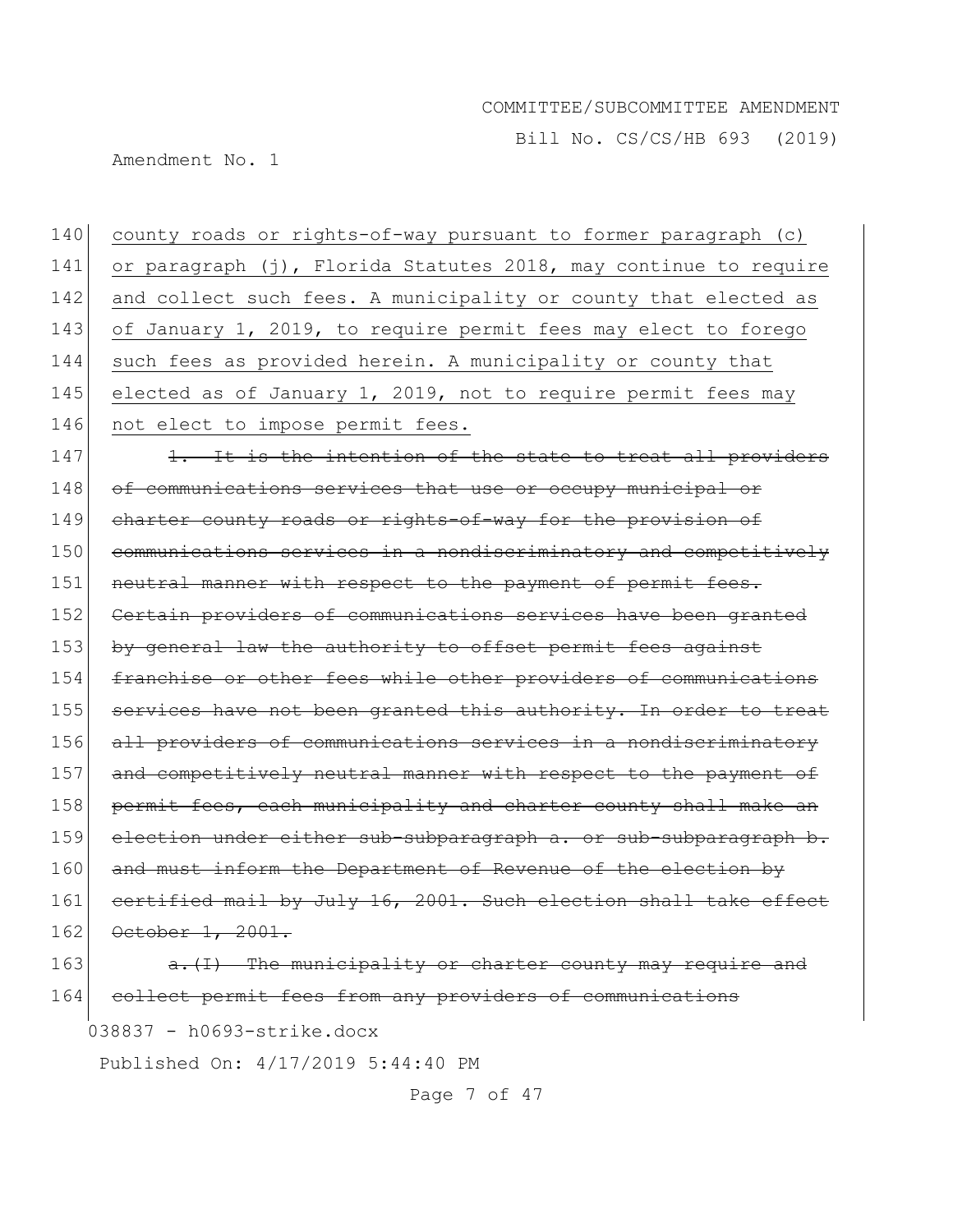county roads or rights-of-way pursuant to former paragraph (c) or paragraph (j), Florida Statutes 2018, may continue to require and collect such fees. A municipality or county that elected as of January 1, 2019, to require permit fees may elect to forego such fees as provided herein. A municipality or county that elected as of January 1, 2019, not to require permit fees may not elect to impose permit fees.

~~1. It is the intention of the state to treat all providers of communications services that use or occupy municipal or charter county roads or rights-of-way for the provision of communications services in a nondiscriminatory and competitively neutral manner with respect to the payment of permit fees. Certain providers of communications services have been granted by general law the authority to offset permit fees against franchise or other fees while other providers of communications services have not been granted this authority. In order to treat all providers of communications services in a nondiscriminatory and competitively neutral manner with respect to the payment of permit fees, each municipality and charter county shall make an election under either sub-subparagraph a. or sub-subparagraph b. and must inform the Department of Revenue of the election by certified mail by July 16, 2001. Such election shall take effect October 1, 2001.~~

~~a.(I) The municipality or charter county may require and collect permit fees from any providers of communications~~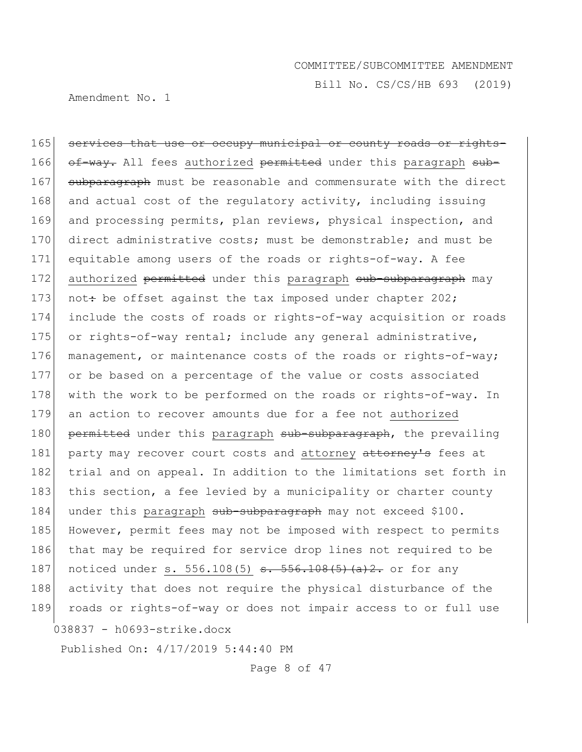~~services that use or occupy municipal or county roads or rights-of-way.~~ All fees authorized ~~permitted~~ under this paragraph ~~sub-subparagraph~~ must be reasonable and commensurate with the direct and actual cost of the regulatory activity, including issuing and processing permits, plan reviews, physical inspection, and direct administrative costs; must be demonstrable; and must be equitable among users of the roads or rights-of-way. A fee authorized ~~permitted~~ under this paragraph ~~sub-subparagraph~~ may not~~:~~ be offset against the tax imposed under chapter 202; include the costs of roads or rights-of-way acquisition or roads or rights-of-way rental; include any general administrative, management, or maintenance costs of the roads or rights-of-way; or be based on a percentage of the value or costs associated with the work to be performed on the roads or rights-of-way. In an action to recover amounts due for a fee not authorized ~~permitted~~ under this paragraph ~~sub-subparagraph~~, the prevailing party may recover court costs and attorney ~~attorney's~~ fees at trial and on appeal. In addition to the limitations set forth in this section, a fee levied by a municipality or charter county under this paragraph ~~sub-subparagraph~~ may not exceed $100. However, permit fees may not be imposed with respect to permits that may be required for service drop lines not required to be noticed under s. 556.108(5) ~~s. 556.108(5)(a)2.~~ or for any activity that does not require the physical disturbance of the roads or rights-of-way or does not impair access to or full use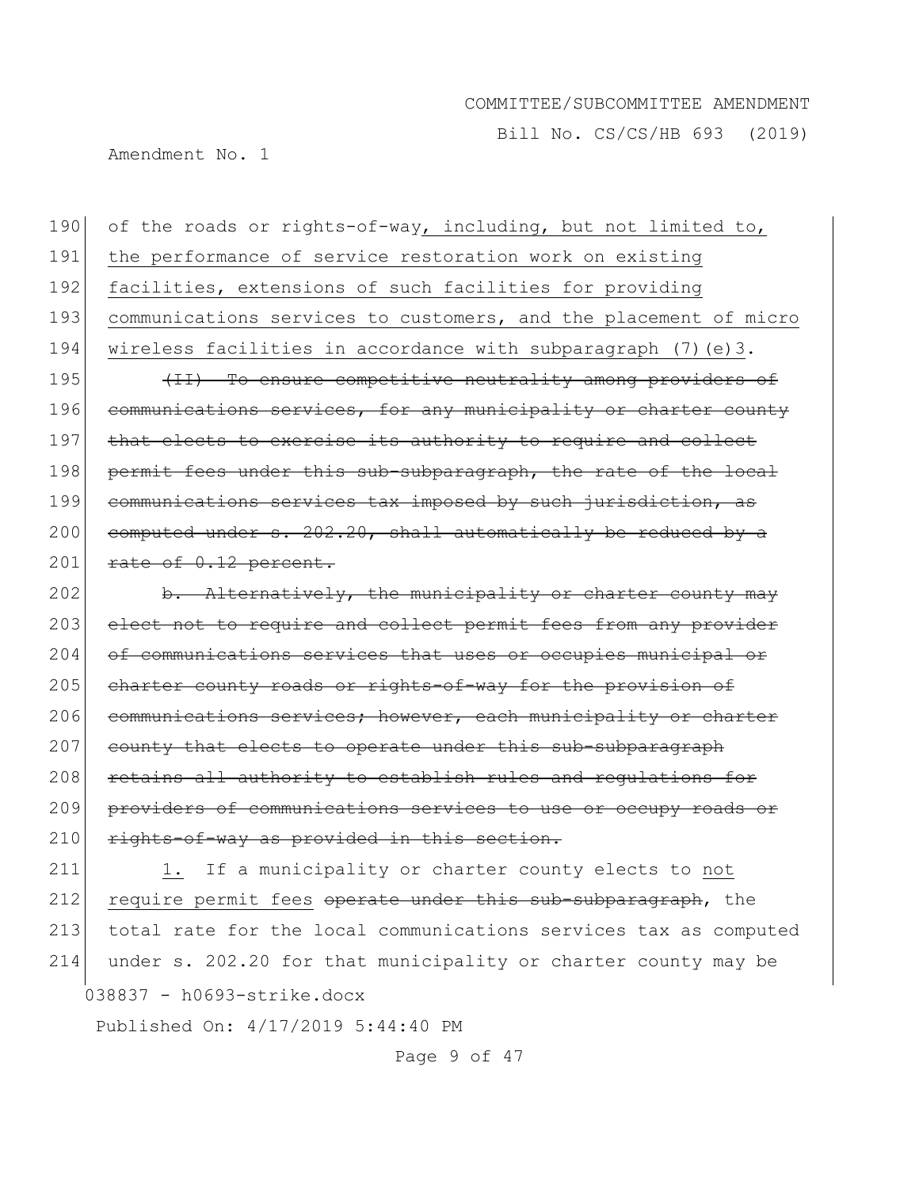190 of the roads or rights-of-way<u>, including, but not limited to,</u>
191 <u>the performance of service restoration work on existing</u>
192 <u>facilities, extensions of such facilities for providing</u>
193 <u>communications services to customers, and the placement of micro</u>
194 <u>wireless facilities in accordance with subparagraph (7)(e)3</u>.

195 ~~(II) To ensure competitive neutrality among providers of~~
196 ~~communications services, for any municipality or charter county~~
197 ~~that elects to exercise its authority to require and collect~~
198 ~~permit fees under this sub-subparagraph, the rate of the local~~
199 ~~communications services tax imposed by such jurisdiction, as~~
200 ~~computed under s. 202.20, shall automatically be reduced by a~~
201 ~~rate of 0.12 percent.~~

202 ~~b. Alternatively, the municipality or charter county may~~
203 ~~elect not to require and collect permit fees from any provider~~
204 ~~of communications services that uses or occupies municipal or~~
205 ~~charter county roads or rights-of-way for the provision of~~
206 ~~communications services; however, each municipality or charter~~
207 ~~county that elects to operate under this sub-subparagraph~~
208 ~~retains all authority to establish rules and regulations for~~
209 ~~providers of communications services to use or occupy roads or~~
210 ~~rights-of-way as provided in this section.~~

211 <u>1.</u> If a municipality or charter county elects to <u>not</u>
212 <u>require permit fees</u> ~~operate under this sub-subparagraph~~, the
213 total rate for the local communications services tax as computed
214 under s. 202.20 for that municipality or charter county may be

038837 - h0693-strike.docx

Published On: 4/17/2019 5:44:40 PM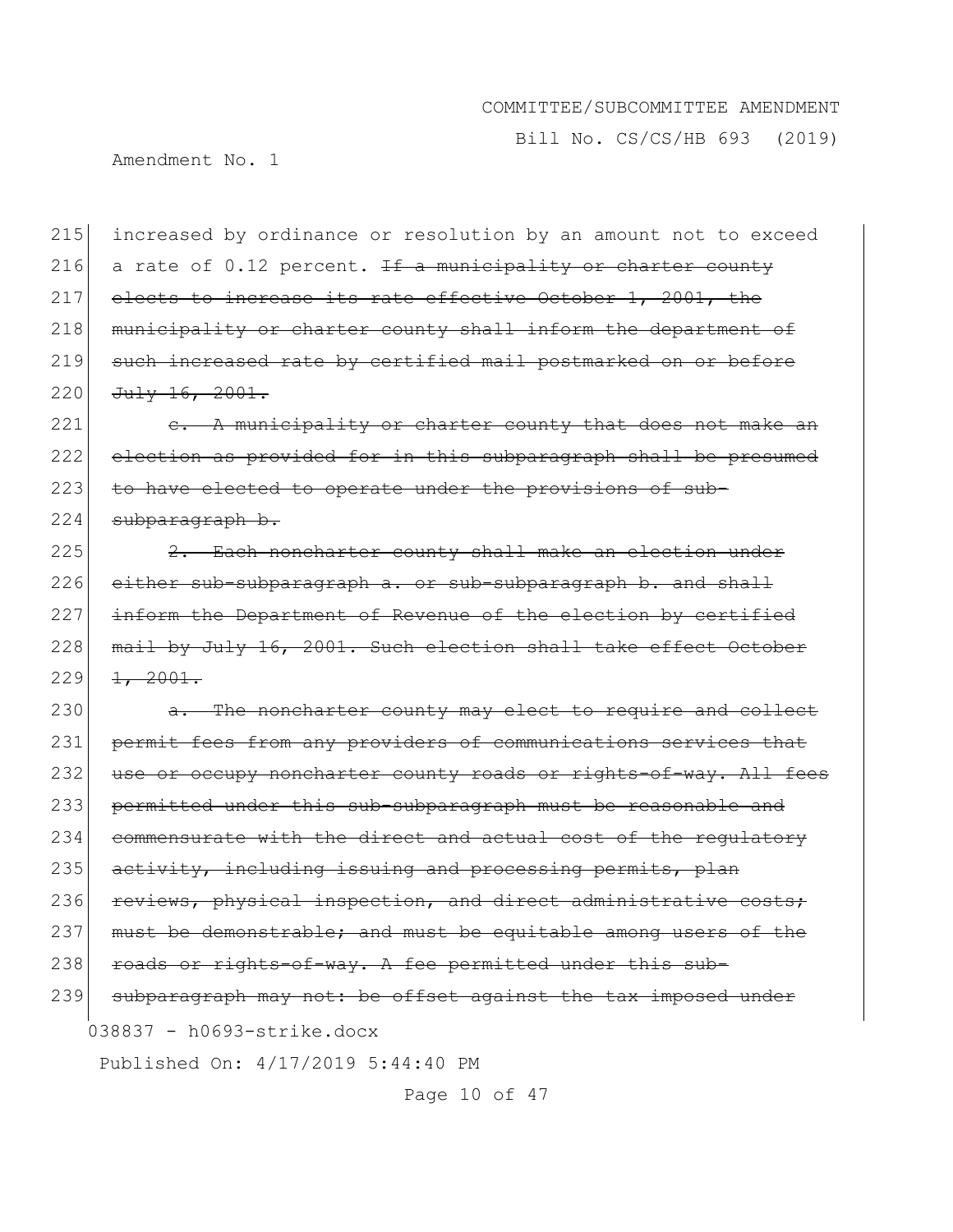215 increased by ordinance or resolution by an amount not to exceed
216 a rate of 0.12 percent. ~~If a municipality or charter county~~
217 ~~elects to increase its rate effective October 1, 2001, the~~
218 ~~municipality or charter county shall inform the department of~~
219 ~~such increased rate by certified mail postmarked on or before~~
220 ~~July 16, 2001.~~

221 ~~c. A municipality or charter county that does not make an~~
222 ~~election as provided for in this subparagraph shall be presumed~~
223 ~~to have elected to operate under the provisions of sub-~~
224 ~~subparagraph b.~~

225 ~~2. Each noncharter county shall make an election under~~
226 ~~either sub-subparagraph a. or sub-subparagraph b. and shall~~
227 ~~inform the Department of Revenue of the election by certified~~
228 ~~mail by July 16, 2001. Such election shall take effect October~~
229 ~~1, 2001.~~

230 ~~a. The noncharter county may elect to require and collect~~
231 ~~permit fees from any providers of communications services that~~
232 ~~use or occupy noncharter county roads or rights-of-way. All fees~~
233 ~~permitted under this sub-subparagraph must be reasonable and~~
234 ~~commensurate with the direct and actual cost of the regulatory~~
235 ~~activity, including issuing and processing permits, plan~~
236 ~~reviews, physical inspection, and direct administrative costs;~~
237 ~~must be demonstrable; and must be equitable among users of the~~
238 ~~roads or rights-of-way. A fee permitted under this sub-~~
239 ~~subparagraph may not: be offset against the tax imposed under~~

038837 - h0693-strike.docx

Published On: 4/17/2019 5:44:40 PM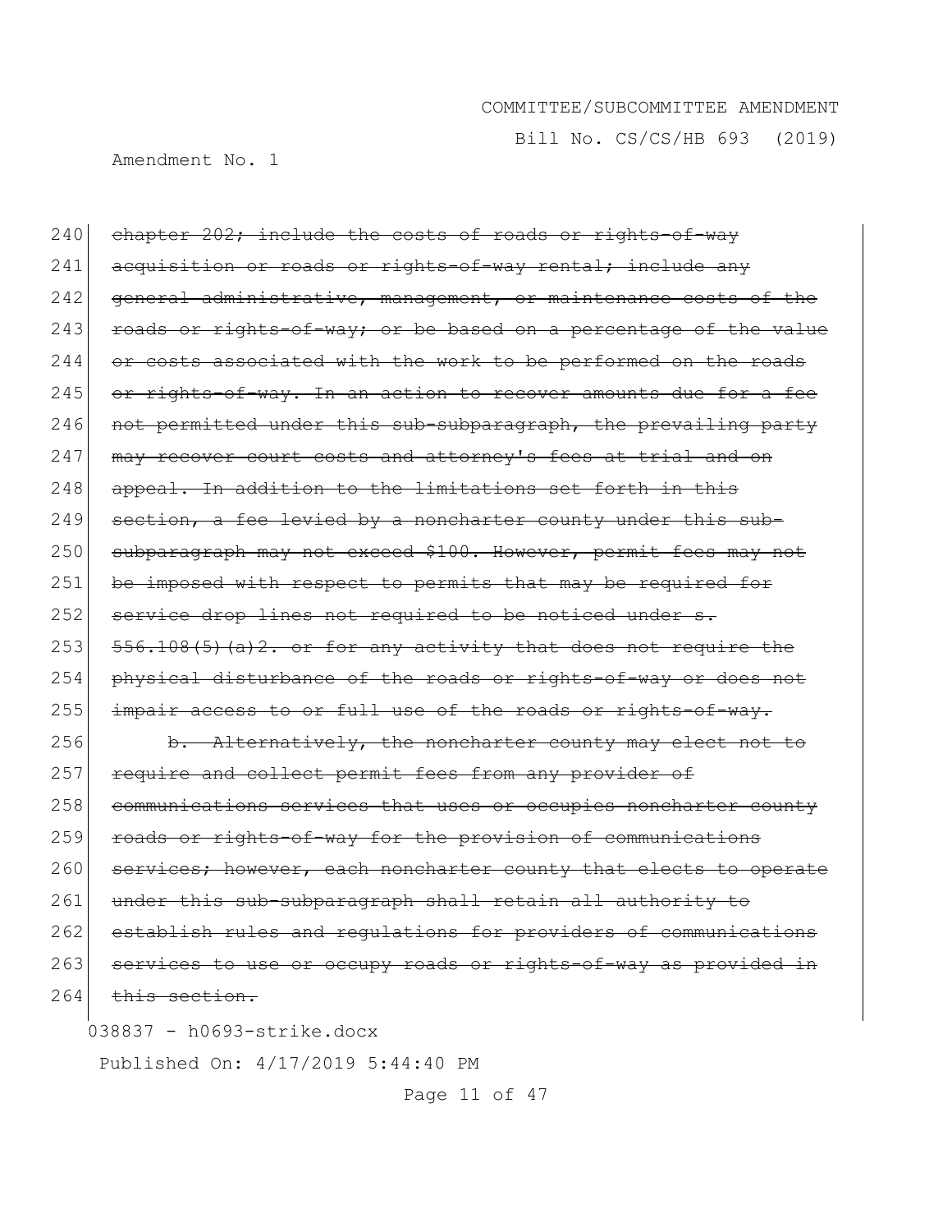~~chapter 202; include the costs of roads or rights-of-way acquisition or roads or rights-of-way rental; include any general administrative, management, or maintenance costs of the roads or rights-of-way; or be based on a percentage of the value or costs associated with the work to be performed on the roads or rights-of-way. In an action to recover amounts due for a fee not permitted under this sub-subparagraph, the prevailing party may recover court costs and attorney's fees at trial and on appeal. In addition to the limitations set forth in this section, a fee levied by a noncharter county under this sub-subparagraph may not exceed $100. However, permit fees may not be imposed with respect to permits that may be required for service drop lines not required to be noticed under s. 556.108(5)(a)2. or for any activity that does not require the physical disturbance of the roads or rights-of-way or does not impair access to or full use of the roads or rights-of-way.~~

~~b. Alternatively, the noncharter county may elect not to require and collect permit fees from any provider of communications services that uses or occupies noncharter county roads or rights-of-way for the provision of communications services; however, each noncharter county that elects to operate under this sub-subparagraph shall retain all authority to establish rules and regulations for providers of communications services to use or occupy roads or rights-of-way as provided in this section.~~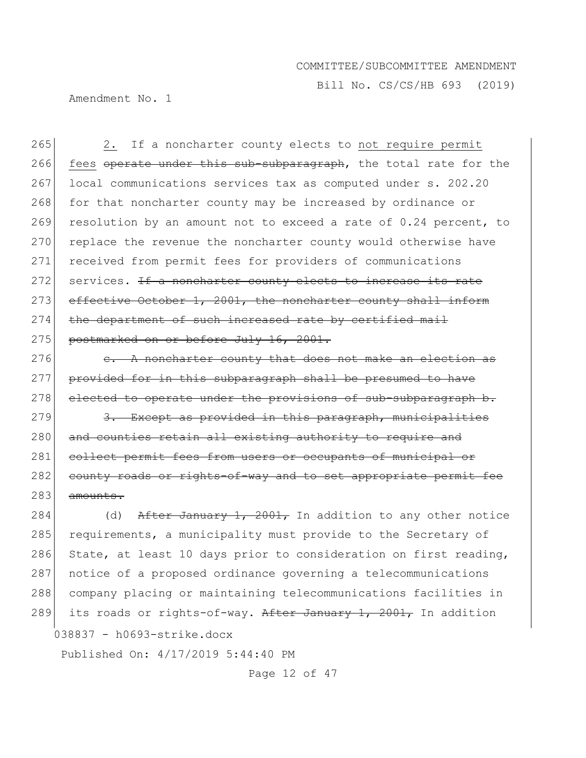2. If a noncharter county elects to <u>not require permit fees</u> ~~operate under this sub-subparagraph~~, the total rate for the local communications services tax as computed under s. 202.20 for that noncharter county may be increased by ordinance or resolution by an amount not to exceed a rate of 0.24 percent, to replace the revenue the noncharter county would otherwise have received from permit fees for providers of communications services. ~~If a noncharter county elects to increase its rate effective October 1, 2001, the noncharter county shall inform the department of such increased rate by certified mail postmarked on or before July 16, 2001.~~

~~c. A noncharter county that does not make an election as provided for in this subparagraph shall be presumed to have elected to operate under the provisions of sub-subparagraph b.~~

~~3. Except as provided in this paragraph, municipalities and counties retain all existing authority to require and collect permit fees from users or occupants of municipal or county roads or rights-of-way and to set appropriate permit fee amounts.~~

(d) ~~After January 1, 2001,~~ In addition to any other notice requirements, a municipality must provide to the Secretary of State, at least 10 days prior to consideration on first reading, notice of a proposed ordinance governing a telecommunications company placing or maintaining telecommunications facilities in its roads or rights-of-way. ~~After January 1, 2001,~~ In addition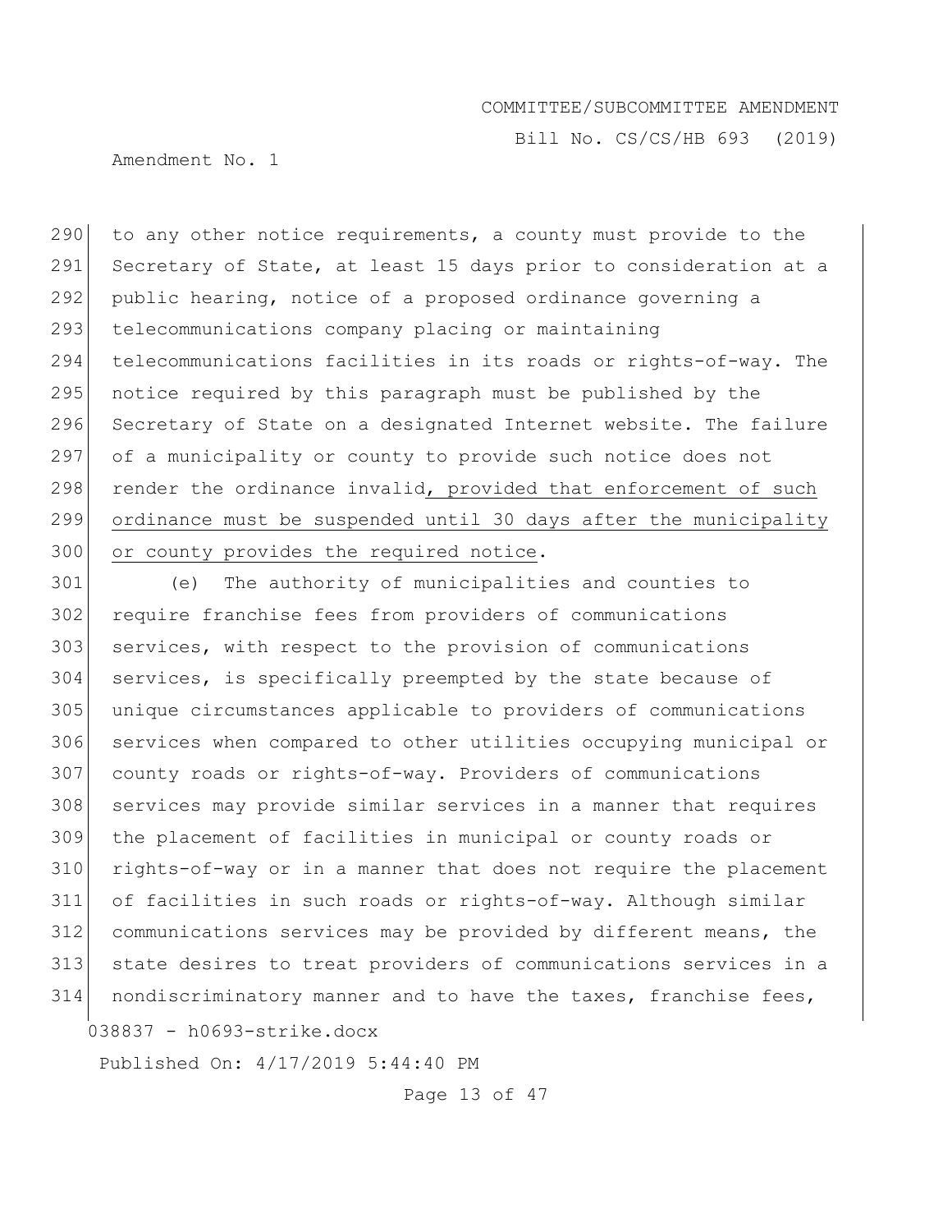to any other notice requirements, a county must provide to the Secretary of State, at least 15 days prior to consideration at a public hearing, notice of a proposed ordinance governing a telecommunications company placing or maintaining telecommunications facilities in its roads or rights-of-way. The notice required by this paragraph must be published by the Secretary of State on a designated Internet website. The failure of a municipality or county to provide such notice does not render the ordinance invalid, provided that enforcement of such ordinance must be suspended until 30 days after the municipality or county provides the required notice.

(e) The authority of municipalities and counties to require franchise fees from providers of communications services, with respect to the provision of communications services, is specifically preempted by the state because of unique circumstances applicable to providers of communications services when compared to other utilities occupying municipal or county roads or rights-of-way. Providers of communications services may provide similar services in a manner that requires the placement of facilities in municipal or county roads or rights-of-way or in a manner that does not require the placement of facilities in such roads or rights-of-way. Although similar communications services may be provided by different means, the state desires to treat providers of communications services in a nondiscriminatory manner and to have the taxes, franchise fees,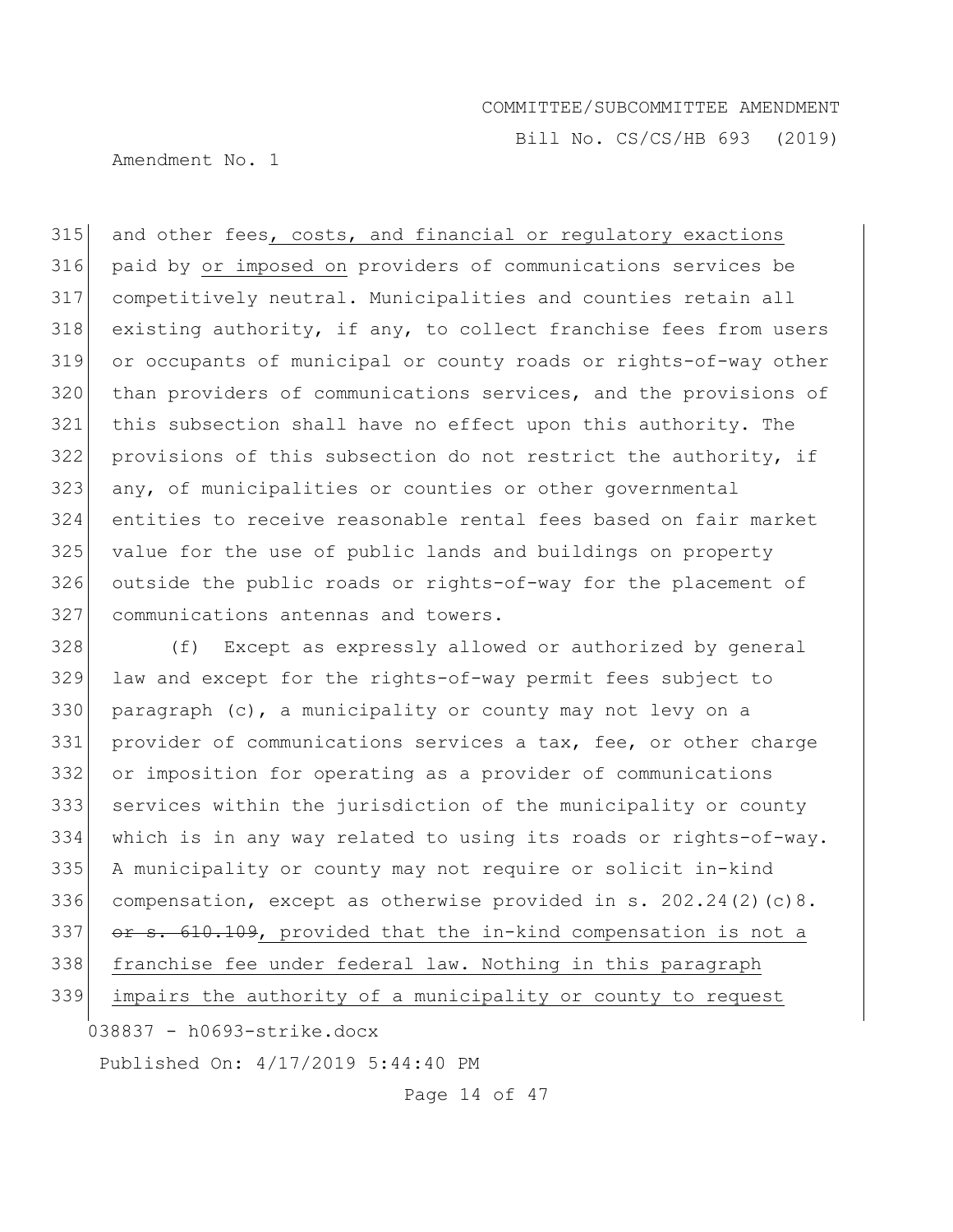and other fees, costs, and financial or regulatory exactions paid by or imposed on providers of communications services be competitively neutral. Municipalities and counties retain all existing authority, if any, to collect franchise fees from users or occupants of municipal or county roads or rights-of-way other than providers of communications services, and the provisions of this subsection shall have no effect upon this authority. The provisions of this subsection do not restrict the authority, if any, of municipalities or counties or other governmental entities to receive reasonable rental fees based on fair market value for the use of public lands and buildings on property outside the public roads or rights-of-way for the placement of communications antennas and towers.

(f) Except as expressly allowed or authorized by general law and except for the rights-of-way permit fees subject to paragraph (c), a municipality or county may not levy on a provider of communications services a tax, fee, or other charge or imposition for operating as a provider of communications services within the jurisdiction of the municipality or county which is in any way related to using its roads or rights-of-way. A municipality or county may not require or solicit in-kind compensation, except as otherwise provided in s. 202.24(2)(c)8. ~~or s. 610.109~~, provided that the in-kind compensation is not a franchise fee under federal law. Nothing in this paragraph impairs the authority of a municipality or county to request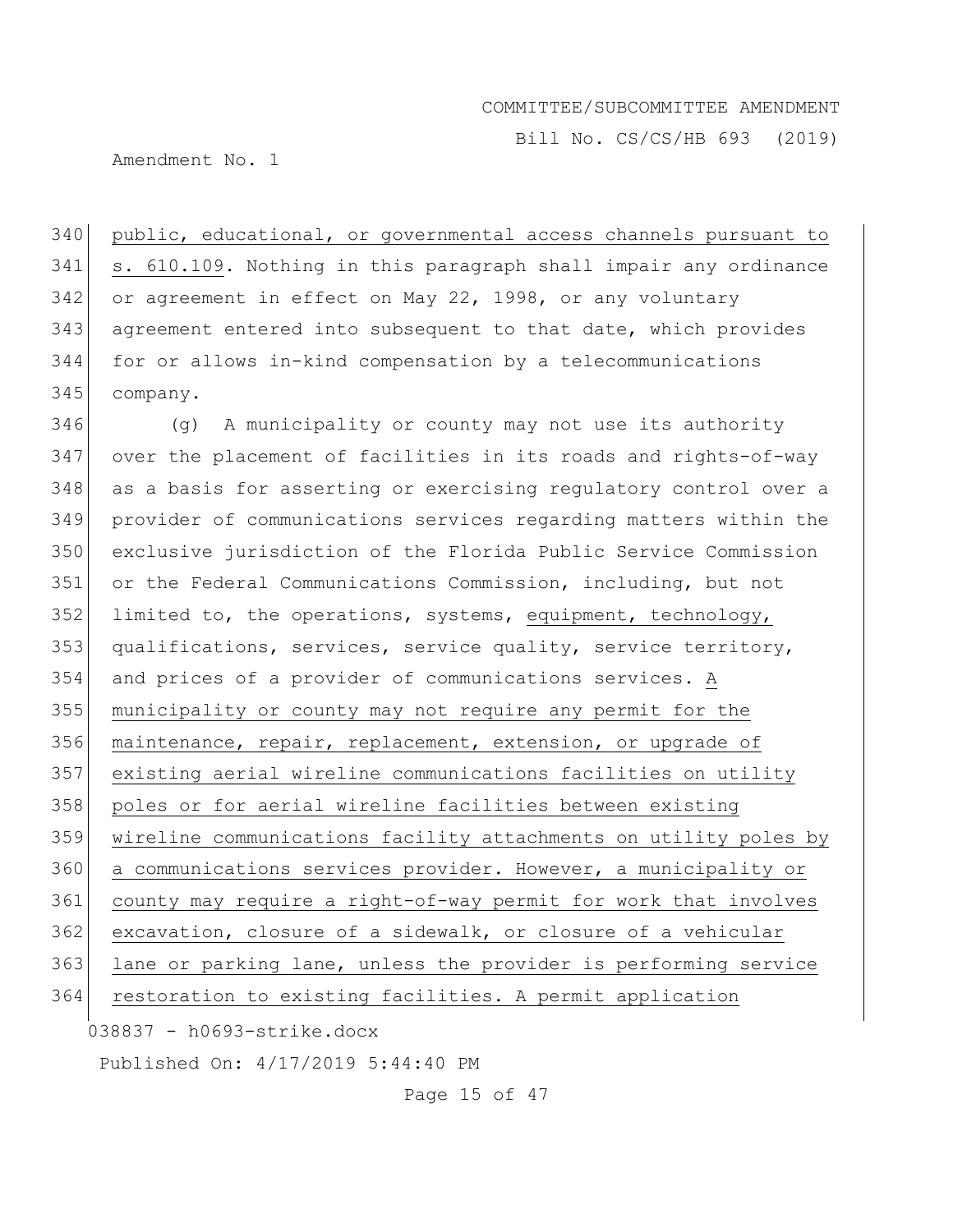public, educational, or governmental access channels pursuant to s. 610.109. Nothing in this paragraph shall impair any ordinance or agreement in effect on May 22, 1998, or any voluntary agreement entered into subsequent to that date, which provides for or allows in-kind compensation by a telecommunications company.

(g) A municipality or county may not use its authority over the placement of facilities in its roads and rights-of-way as a basis for asserting or exercising regulatory control over a provider of communications services regarding matters within the exclusive jurisdiction of the Florida Public Service Commission or the Federal Communications Commission, including, but not limited to, the operations, systems, equipment, technology, qualifications, services, service quality, service territory, and prices of a provider of communications services. A municipality or county may not require any permit for the maintenance, repair, replacement, extension, or upgrade of existing aerial wireline communications facilities on utility poles or for aerial wireline facilities between existing wireline communications facility attachments on utility poles by a communications services provider. However, a municipality or county may require a right-of-way permit for work that involves excavation, closure of a sidewalk, or closure of a vehicular lane or parking lane, unless the provider is performing service restoration to existing facilities. A permit application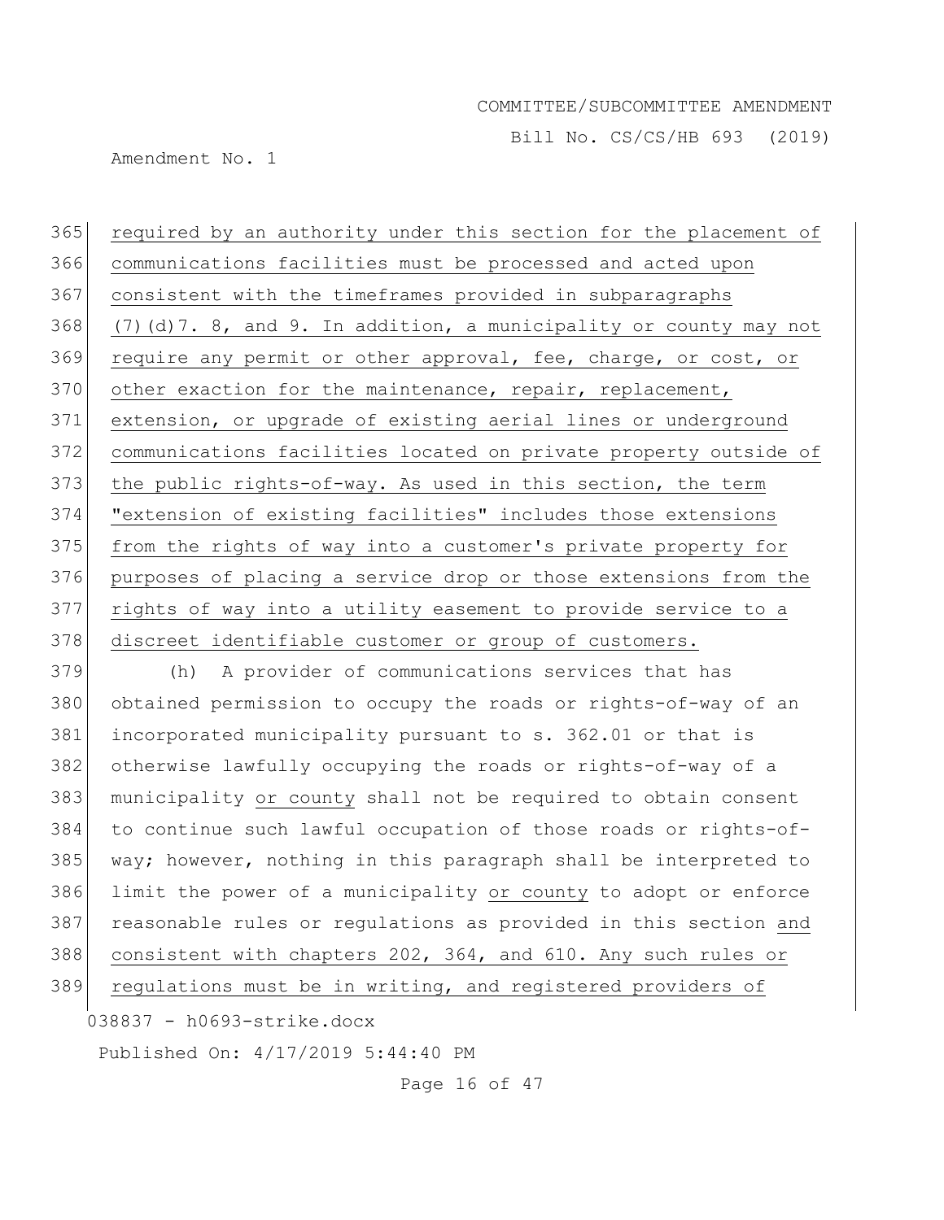required by an authority under this section for the placement of communications facilities must be processed and acted upon consistent with the timeframes provided in subparagraphs (7)(d)7. 8, and 9. In addition, a municipality or county may not require any permit or other approval, fee, charge, or cost, or other exaction for the maintenance, repair, replacement, extension, or upgrade of existing aerial lines or underground communications facilities located on private property outside of the public rights-of-way. As used in this section, the term "extension of existing facilities" includes those extensions from the rights of way into a customer's private property for purposes of placing a service drop or those extensions from the rights of way into a utility easement to provide service to a discreet identifiable customer or group of customers.

(h) A provider of communications services that has obtained permission to occupy the roads or rights-of-way of an incorporated municipality pursuant to s. 362.01 or that is otherwise lawfully occupying the roads or rights-of-way of a municipality or county shall not be required to obtain consent to continue such lawful occupation of those roads or rights-of-way; however, nothing in this paragraph shall be interpreted to limit the power of a municipality or county to adopt or enforce reasonable rules or regulations as provided in this section and consistent with chapters 202, 364, and 610. Any such rules or regulations must be in writing, and registered providers of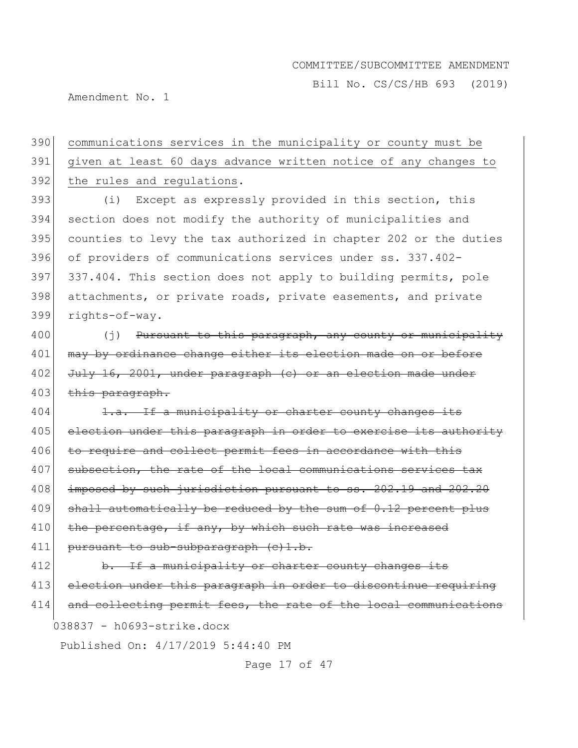390 communications services in the municipality or county must be
391 given at least 60 days advance written notice of any changes to
392 the rules and regulations.

393 (i) Except as expressly provided in this section, this
394 section does not modify the authority of municipalities and
395 counties to levy the tax authorized in chapter 202 or the duties
396 of providers of communications services under ss. 337.402-
397 337.404. This section does not apply to building permits, pole
398 attachments, or private roads, private easements, and private
399 rights-of-way.

400 (j) ~~Pursuant to this paragraph, any county or municipality~~
401 ~~may by ordinance change either its election made on or before~~
402 ~~July 16, 2001, under paragraph (c) or an election made under~~
403 ~~this paragraph.~~

404 ~~1.a. If a municipality or charter county changes its~~
405 ~~election under this paragraph in order to exercise its authority~~
406 ~~to require and collect permit fees in accordance with this~~
407 ~~subsection, the rate of the local communications services tax~~
408 ~~imposed by such jurisdiction pursuant to ss. 202.19 and 202.20~~
409 ~~shall automatically be reduced by the sum of 0.12 percent plus~~
410 ~~the percentage, if any, by which such rate was increased~~
411 ~~pursuant to sub-subparagraph (c)1.b.~~

412 ~~b. If a municipality or charter county changes its~~
413 ~~election under this paragraph in order to discontinue requiring~~
414 ~~and collecting permit fees, the rate of the local communications~~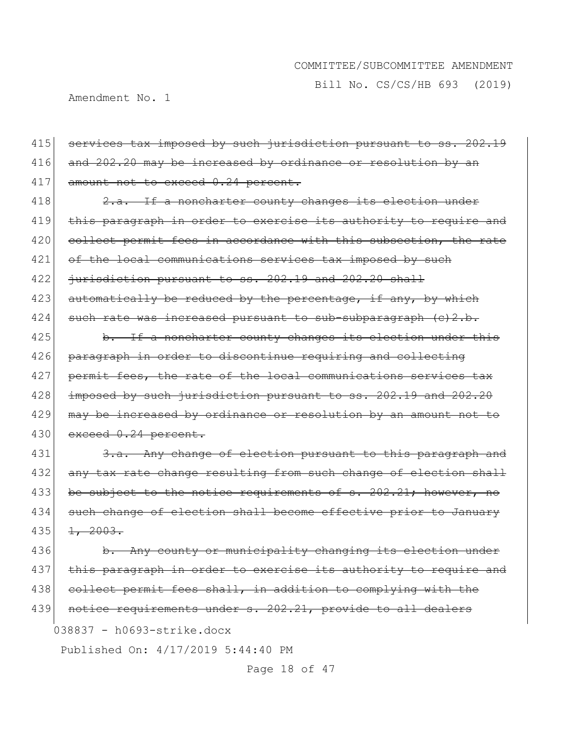415 ~~services tax imposed by such jurisdiction pursuant to ss. 202.19~~
416 ~~and 202.20 may be increased by ordinance or resolution by an~~
417 ~~amount not to exceed 0.24 percent.~~

418 ~~2.a. If a noncharter county changes its election under~~
419 ~~this paragraph in order to exercise its authority to require and~~
420 ~~collect permit fees in accordance with this subsection, the rate~~
421 ~~of the local communications services tax imposed by such~~
422 ~~jurisdiction pursuant to ss. 202.19 and 202.20 shall~~
423 ~~automatically be reduced by the percentage, if any, by which~~
424 ~~such rate was increased pursuant to sub-subparagraph (c)2.b.~~

425 ~~b. If a noncharter county changes its election under this~~
426 ~~paragraph in order to discontinue requiring and collecting~~
427 ~~permit fees, the rate of the local communications services tax~~
428 ~~imposed by such jurisdiction pursuant to ss. 202.19 and 202.20~~
429 ~~may be increased by ordinance or resolution by an amount not to~~
430 ~~exceed 0.24 percent.~~

431 ~~3.a. Any change of election pursuant to this paragraph and~~
432 ~~any tax rate change resulting from such change of election shall~~
433 ~~be subject to the notice requirements of s. 202.21; however, no~~
434 ~~such change of election shall become effective prior to January~~
435 ~~1, 2003.~~

436 ~~b. Any county or municipality changing its election under~~
437 ~~this paragraph in order to exercise its authority to require and~~
438 ~~collect permit fees shall, in addition to complying with the~~
439 ~~notice requirements under s. 202.21, provide to all dealers~~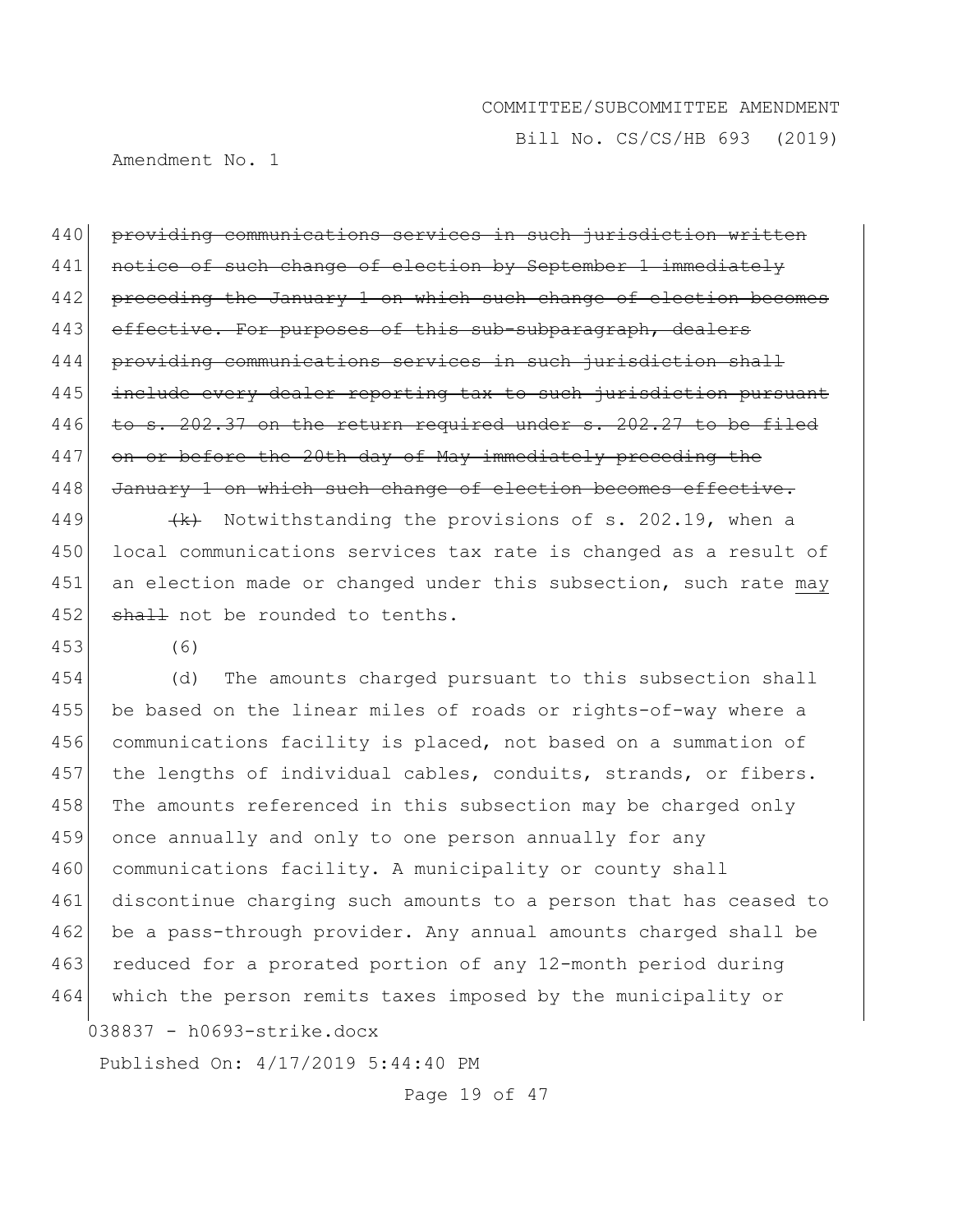~~providing communications services in such jurisdiction written notice of such change of election by September 1 immediately preceding the January 1 on which such change of election becomes effective. For purposes of this sub-subparagraph, dealers providing communications services in such jurisdiction shall include every dealer reporting tax to such jurisdiction pursuant to s. 202.37 on the return required under s. 202.27 to be filed on or before the 20th day of May immediately preceding the January 1 on which such change of election becomes effective.~~

~~(k)~~ Notwithstanding the provisions of s. 202.19, when a local communications services tax rate is changed as a result of an election made or changed under this subsection, such rate <u>may</u> ~~shall~~ not be rounded to tenths.

(6)

(d) The amounts charged pursuant to this subsection shall be based on the linear miles of roads or rights-of-way where a communications facility is placed, not based on a summation of the lengths of individual cables, conduits, strands, or fibers. The amounts referenced in this subsection may be charged only once annually and only to one person annually for any communications facility. A municipality or county shall discontinue charging such amounts to a person that has ceased to be a pass-through provider. Any annual amounts charged shall be reduced for a prorated portion of any 12-month period during which the person remits taxes imposed by the municipality or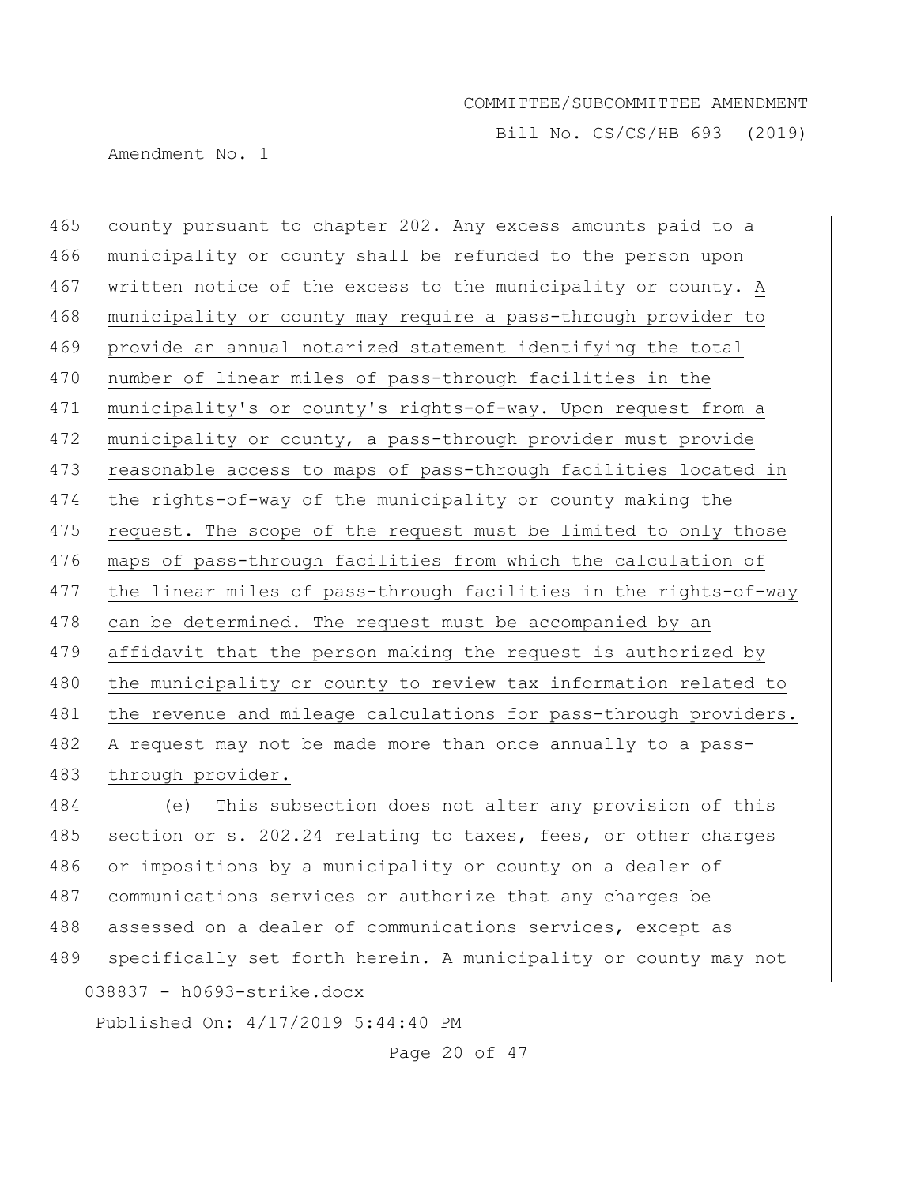county pursuant to chapter 202. Any excess amounts paid to a municipality or county shall be refunded to the person upon written notice of the excess to the municipality or county. A municipality or county may require a pass-through provider to provide an annual notarized statement identifying the total number of linear miles of pass-through facilities in the municipality's or county's rights-of-way. Upon request from a municipality or county, a pass-through provider must provide reasonable access to maps of pass-through facilities located in the rights-of-way of the municipality or county making the request. The scope of the request must be limited to only those maps of pass-through facilities from which the calculation of the linear miles of pass-through facilities in the rights-of-way can be determined. The request must be accompanied by an affidavit that the person making the request is authorized by the municipality or county to review tax information related to the revenue and mileage calculations for pass-through providers. A request may not be made more than once annually to a pass-through provider.

(e) This subsection does not alter any provision of this section or s. 202.24 relating to taxes, fees, or other charges or impositions by a municipality or county on a dealer of communications services or authorize that any charges be assessed on a dealer of communications services, except as specifically set forth herein. A municipality or county may not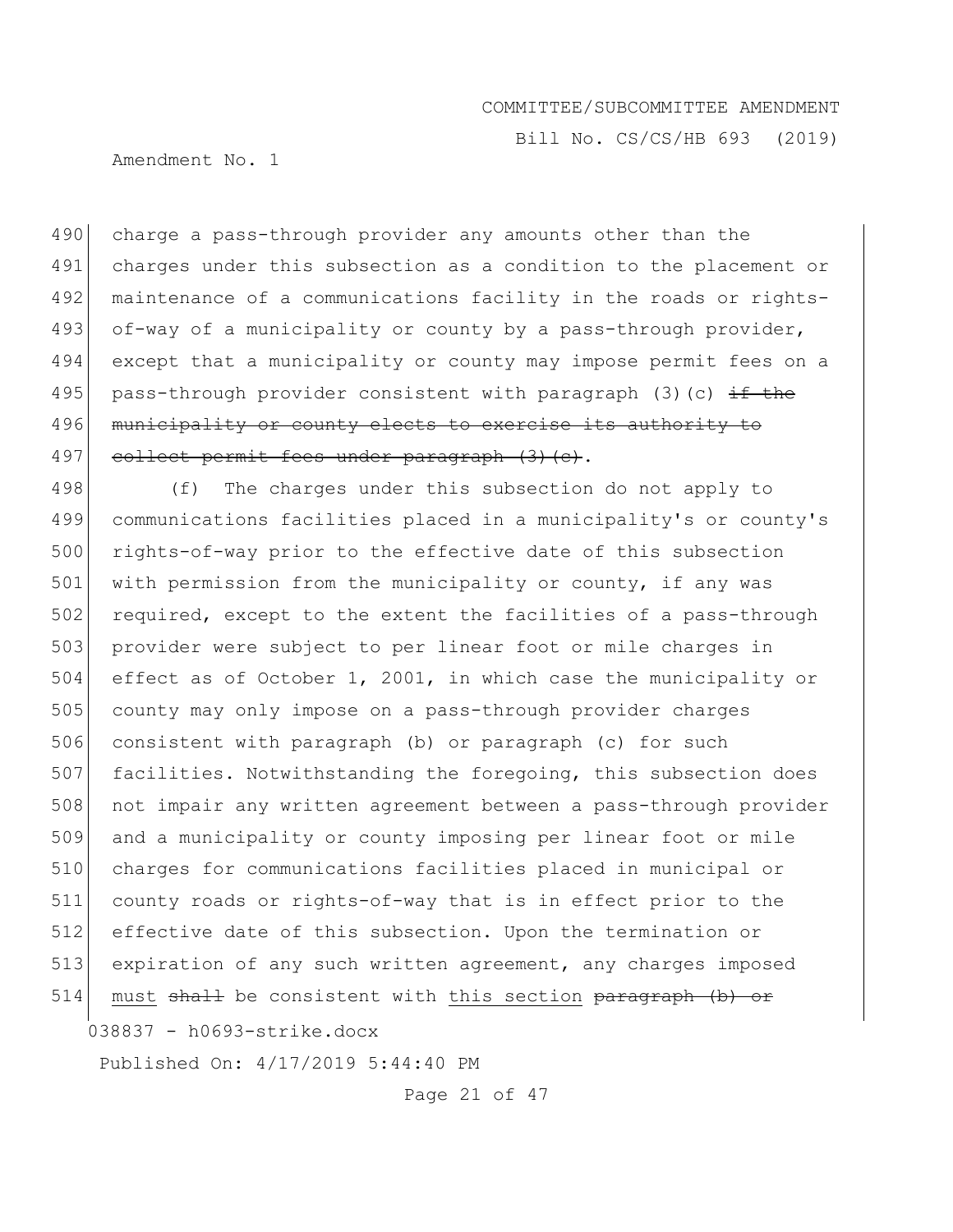charge a pass-through provider any amounts other than the charges under this subsection as a condition to the placement or maintenance of a communications facility in the roads or rights-of-way of a municipality or county by a pass-through provider, except that a municipality or county may impose permit fees on a pass-through provider consistent with paragraph (3)(c) ~~if the municipality or county elects to exercise its authority to collect permit fees under paragraph (3)(c)~~.

(f) The charges under this subsection do not apply to communications facilities placed in a municipality's or county's rights-of-way prior to the effective date of this subsection with permission from the municipality or county, if any was required, except to the extent the facilities of a pass-through provider were subject to per linear foot or mile charges in effect as of October 1, 2001, in which case the municipality or county may only impose on a pass-through provider charges consistent with paragraph (b) or paragraph (c) for such facilities. Notwithstanding the foregoing, this subsection does not impair any written agreement between a pass-through provider and a municipality or county imposing per linear foot or mile charges for communications facilities placed in municipal or county roads or rights-of-way that is in effect prior to the effective date of this subsection. Upon the termination or expiration of any such written agreement, any charges imposed <u>must</u> ~~shall~~ be consistent with <u>this section</u> ~~paragraph (b) or~~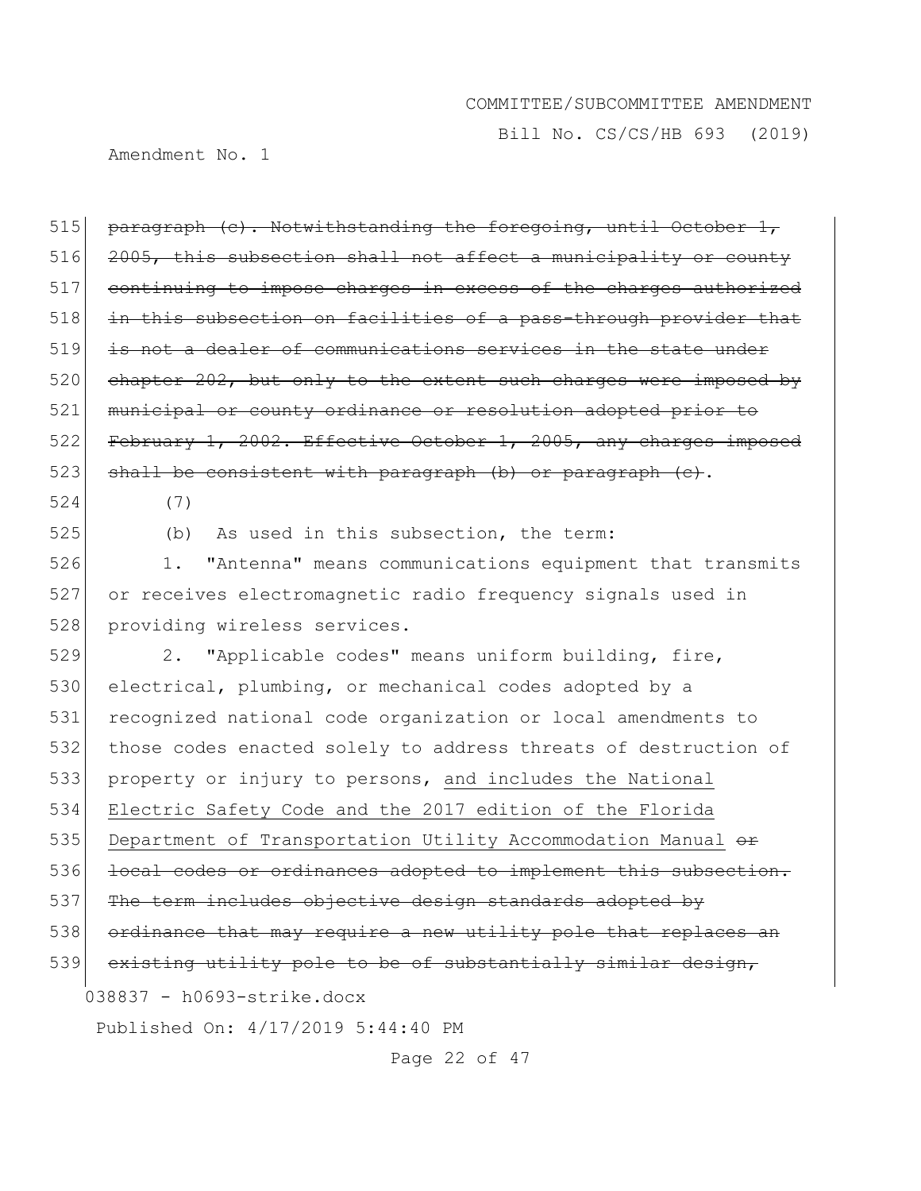515 ~~paragraph (c). Notwithstanding the foregoing, until October 1,~~
516 ~~2005, this subsection shall not affect a municipality or county~~
517 ~~continuing to impose charges in excess of the charges authorized~~
518 ~~in this subsection on facilities of a pass-through provider that~~
519 ~~is not a dealer of communications services in the state under~~
520 ~~chapter 202, but only to the extent such charges were imposed by~~
521 ~~municipal or county ordinance or resolution adopted prior to~~
522 ~~February 1, 2002. Effective October 1, 2005, any charges imposed~~
523 ~~shall be consistent with paragraph (b) or paragraph (c)~~.
524 (7)
525 (b) As used in this subsection, the term:
526 1. "Antenna" means communications equipment that transmits
527 or receives electromagnetic radio frequency signals used in
528 providing wireless services.
529 2. "Applicable codes" means uniform building, fire,
530 electrical, plumbing, or mechanical codes adopted by a
531 recognized national code organization or local amendments to
532 those codes enacted solely to address threats of destruction of
533 property or injury to persons, <u>and includes the National</u>
534 <u>Electric Safety Code and the 2017 edition of the Florida</u>
535 <u>Department of Transportation Utility Accommodation Manual</u> ~~or~~
536 ~~local codes or ordinances adopted to implement this subsection.~~
537 ~~The term includes objective design standards adopted by~~
538 ~~ordinance that may require a new utility pole that replaces an~~
539 ~~existing utility pole to be of substantially similar design,~~

038837 - h0693-strike.docx

Published On: 4/17/2019 5:44:40 PM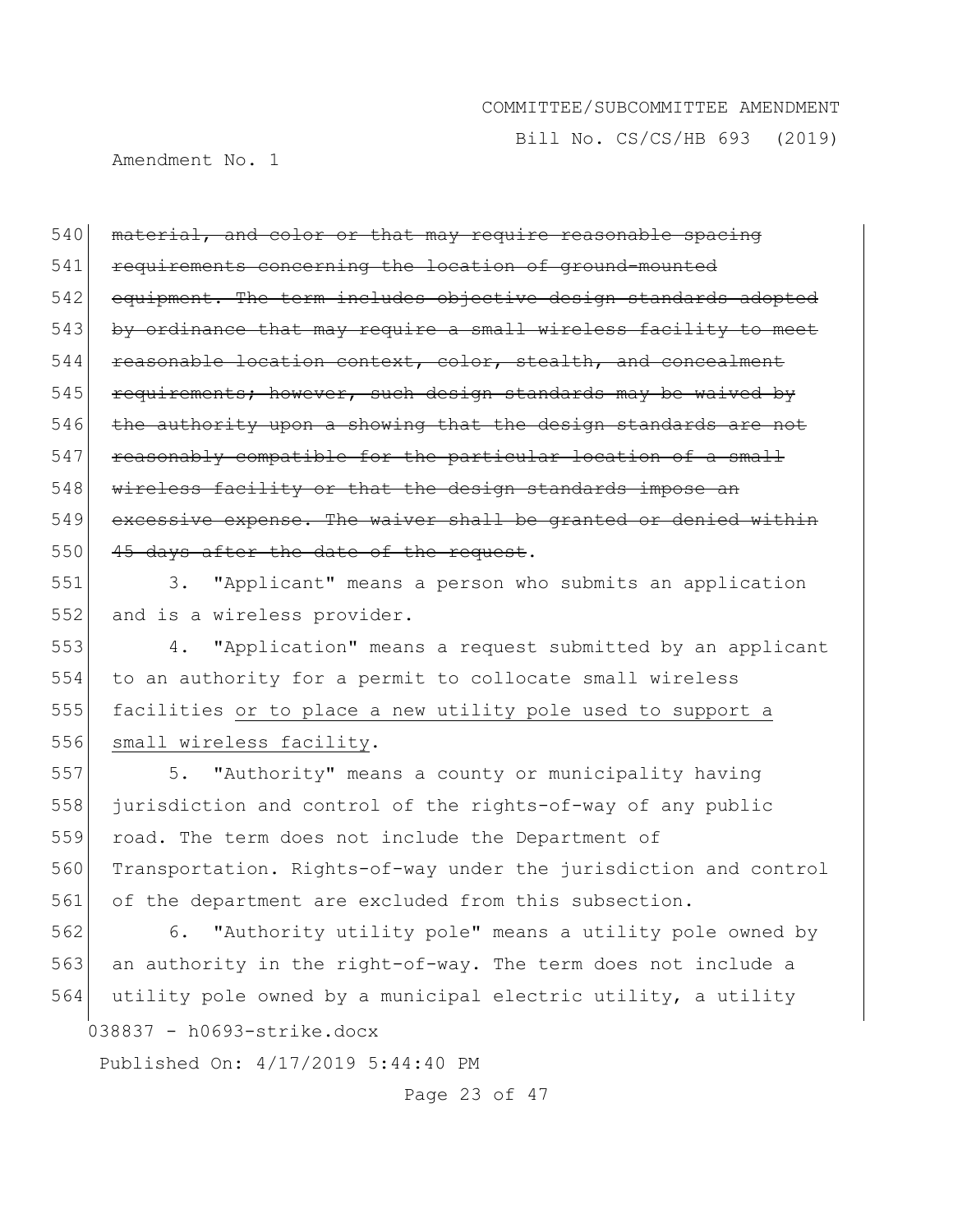~~material, and color or that may require reasonable spacing requirements concerning the location of ground-mounted equipment. The term includes objective design standards adopted by ordinance that may require a small wireless facility to meet reasonable location context, color, stealth, and concealment requirements; however, such design standards may be waived by the authority upon a showing that the design standards are not reasonably compatible for the particular location of a small wireless facility or that the design standards impose an excessive expense. The waiver shall be granted or denied within 45 days after the date of the request~~.

3. "Applicant" means a person who submits an application and is a wireless provider.

4. "Application" means a request submitted by an applicant to an authority for a permit to collocate small wireless facilities <u>or to place a new utility pole used to support a small wireless facility</u>.

5. "Authority" means a county or municipality having jurisdiction and control of the rights-of-way of any public road. The term does not include the Department of Transportation. Rights-of-way under the jurisdiction and control of the department are excluded from this subsection.

6. "Authority utility pole" means a utility pole owned by an authority in the right-of-way. The term does not include a utility pole owned by a municipal electric utility, a utility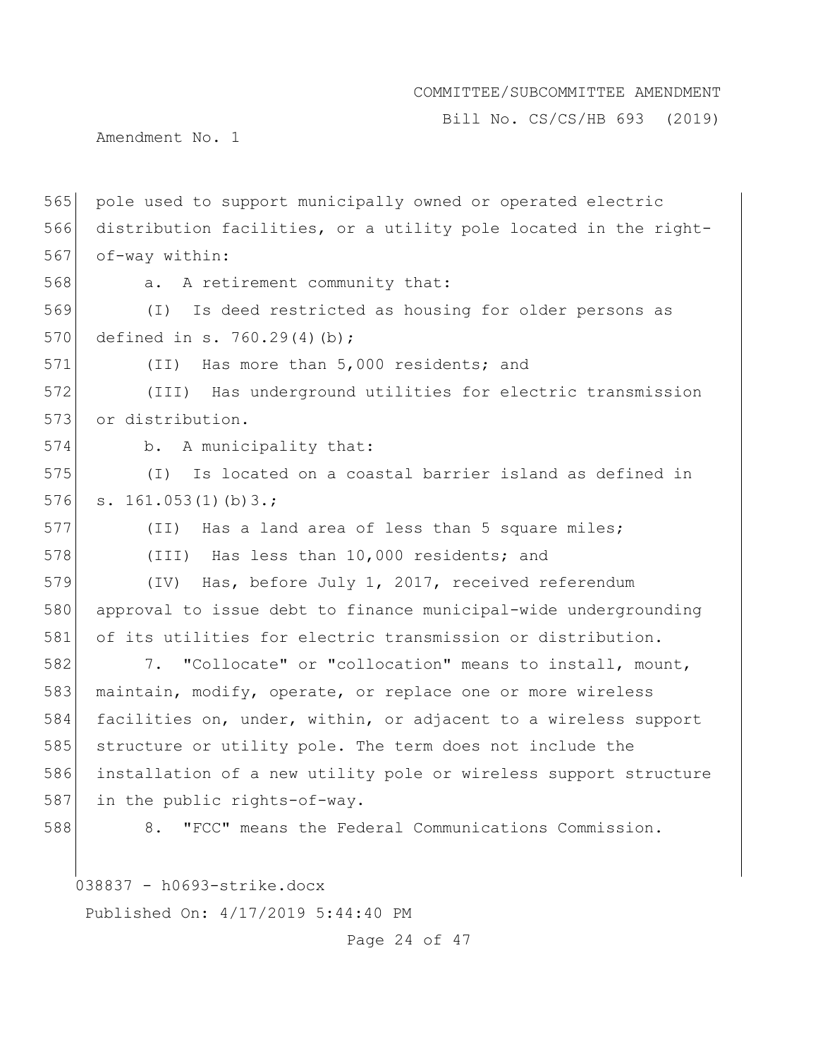pole used to support municipally owned or operated electric distribution facilities, or a utility pole located in the right-of-way within:

a. A retirement community that:

(I) Is deed restricted as housing for older persons as defined in s. 760.29(4)(b);

(II) Has more than 5,000 residents; and

(III) Has underground utilities for electric transmission or distribution.

b. A municipality that:

(I) Is located on a coastal barrier island as defined in s. 161.053(1)(b)3.;

(II) Has a land area of less than 5 square miles;

(III) Has less than 10,000 residents; and

(IV) Has, before July 1, 2017, received referendum approval to issue debt to finance municipal-wide undergrounding of its utilities for electric transmission or distribution.

7. "Collocate" or "collocation" means to install, mount, maintain, modify, operate, or replace one or more wireless facilities on, under, within, or adjacent to a wireless support structure or utility pole. The term does not include the installation of a new utility pole or wireless support structure in the public rights-of-way.

8. "FCC" means the Federal Communications Commission.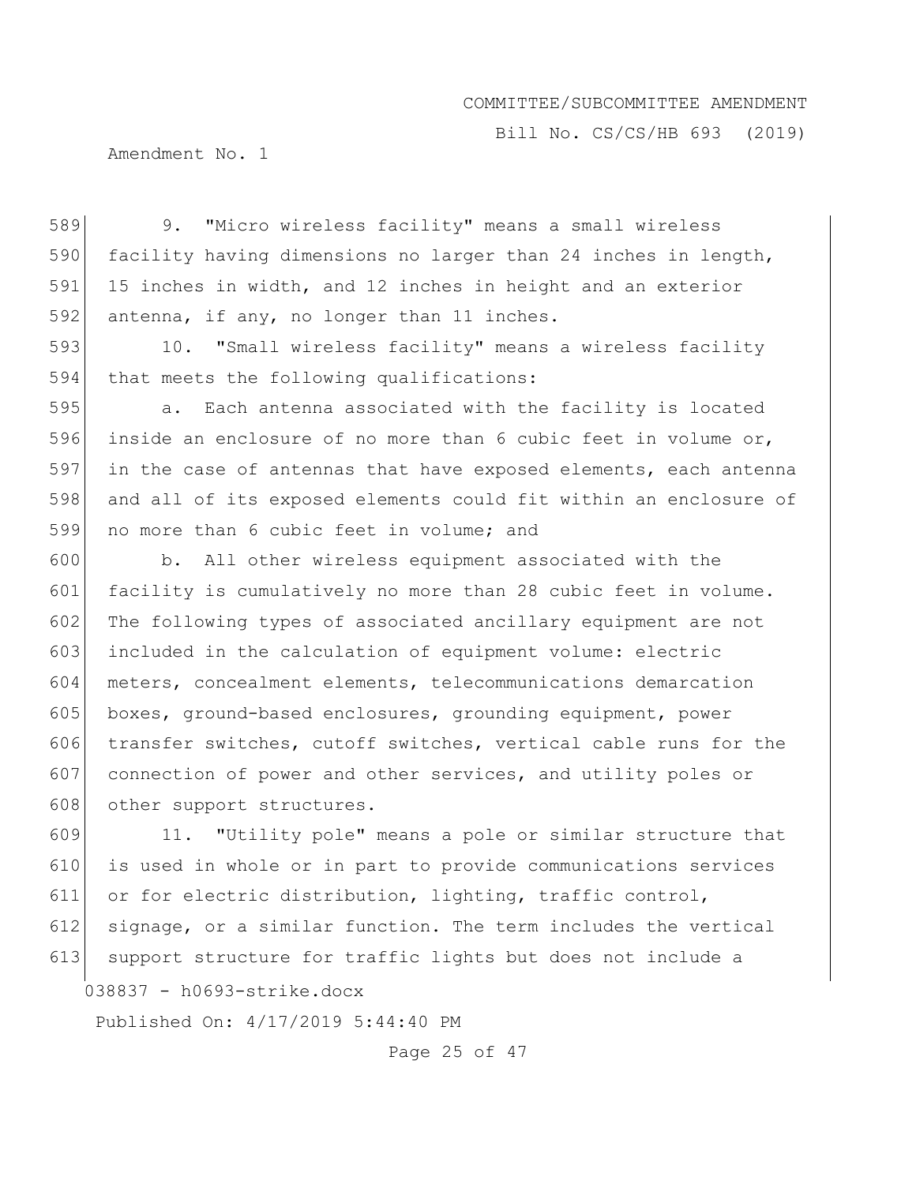9. "Micro wireless facility" means a small wireless facility having dimensions no larger than 24 inches in length, 15 inches in width, and 12 inches in height and an exterior antenna, if any, no longer than 11 inches.

10. "Small wireless facility" means a wireless facility that meets the following qualifications:

a. Each antenna associated with the facility is located inside an enclosure of no more than 6 cubic feet in volume or, in the case of antennas that have exposed elements, each antenna and all of its exposed elements could fit within an enclosure of no more than 6 cubic feet in volume; and

b. All other wireless equipment associated with the facility is cumulatively no more than 28 cubic feet in volume. The following types of associated ancillary equipment are not included in the calculation of equipment volume: electric meters, concealment elements, telecommunications demarcation boxes, ground-based enclosures, grounding equipment, power transfer switches, cutoff switches, vertical cable runs for the connection of power and other services, and utility poles or other support structures.

11. "Utility pole" means a pole or similar structure that is used in whole or in part to provide communications services or for electric distribution, lighting, traffic control, signage, or a similar function. The term includes the vertical support structure for traffic lights but does not include a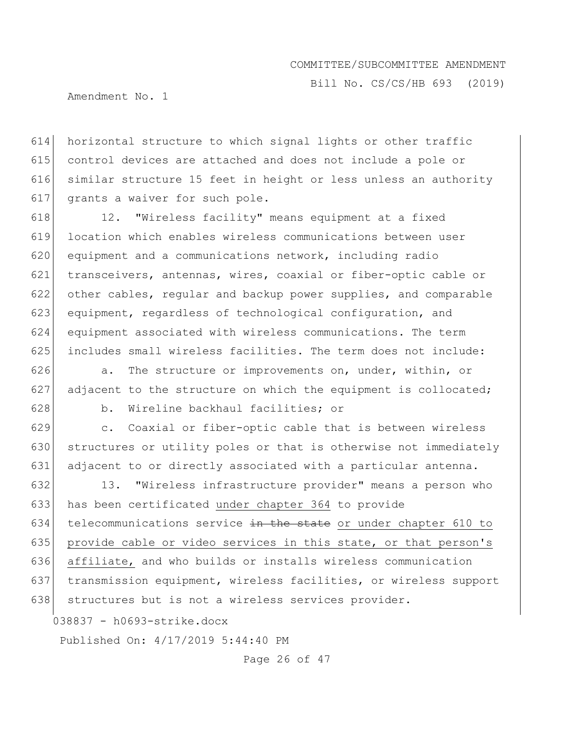horizontal structure to which signal lights or other traffic control devices are attached and does not include a pole or similar structure 15 feet in height or less unless an authority grants a waiver for such pole.

12. "Wireless facility" means equipment at a fixed location which enables wireless communications between user equipment and a communications network, including radio transceivers, antennas, wires, coaxial or fiber-optic cable or other cables, regular and backup power supplies, and comparable equipment, regardless of technological configuration, and equipment associated with wireless communications. The term includes small wireless facilities. The term does not include:

a. The structure or improvements on, under, within, or adjacent to the structure on which the equipment is collocated;

b. Wireline backhaul facilities; or

c. Coaxial or fiber-optic cable that is between wireless structures or utility poles or that is otherwise not immediately adjacent to or directly associated with a particular antenna.

13. "Wireless infrastructure provider" means a person who has been certificated under chapter 364 to provide telecommunications service ~~in the state~~ or under chapter 610 to provide cable or video services in this state, or that person's affiliate, and who builds or installs wireless communication transmission equipment, wireless facilities, or wireless support structures but is not a wireless services provider.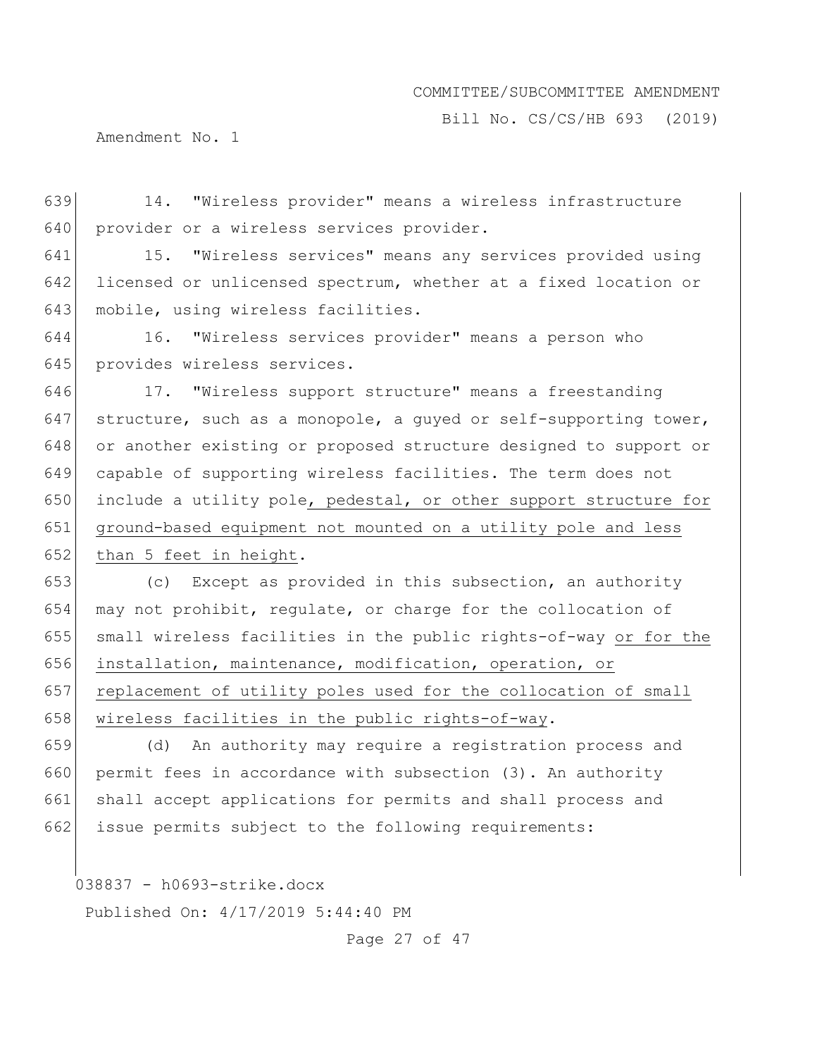14. "Wireless provider" means a wireless infrastructure provider or a wireless services provider.

15. "Wireless services" means any services provided using licensed or unlicensed spectrum, whether at a fixed location or mobile, using wireless facilities.

16. "Wireless services provider" means a person who provides wireless services.

17. "Wireless support structure" means a freestanding structure, such as a monopole, a guyed or self-supporting tower, or another existing or proposed structure designed to support or capable of supporting wireless facilities. The term does not include a utility pole<u>, pedestal, or other support structure for ground-based equipment not mounted on a utility pole and less than 5 feet in height</u>.

(c) Except as provided in this subsection, an authority may not prohibit, regulate, or charge for the collocation of small wireless facilities in the public rights-of-way <u>or for the installation, maintenance, modification, operation, or replacement of utility poles used for the collocation of small wireless facilities in the public rights-of-way</u>.

(d) An authority may require a registration process and permit fees in accordance with subsection (3). An authority shall accept applications for permits and shall process and issue permits subject to the following requirements: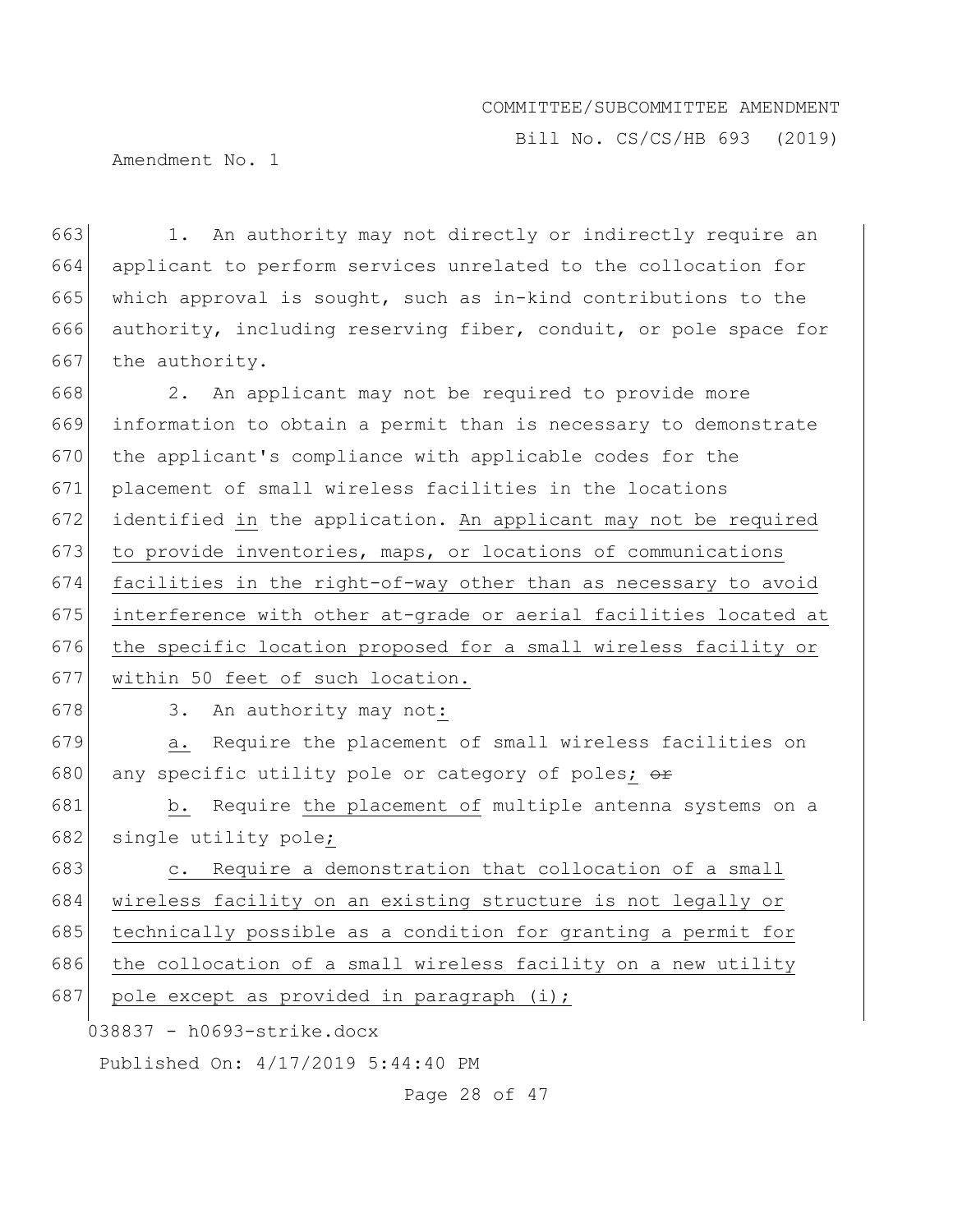1. An authority may not directly or indirectly require an applicant to perform services unrelated to the collocation for which approval is sought, such as in-kind contributions to the authority, including reserving fiber, conduit, or pole space for the authority.

2. An applicant may not be required to provide more information to obtain a permit than is necessary to demonstrate the applicant's compliance with applicable codes for the placement of small wireless facilities in the locations identified in the application. An applicant may not be required to provide inventories, maps, or locations of communications facilities in the right-of-way other than as necessary to avoid interference with other at-grade or aerial facilities located at the specific location proposed for a small wireless facility or within 50 feet of such location.

3. An authority may not:

a. Require the placement of small wireless facilities on any specific utility pole or category of poles; ~~or~~

b. Require the placement of multiple antenna systems on a single utility pole;

c. Require a demonstration that collocation of a small wireless facility on an existing structure is not legally or technically possible as a condition for granting a permit for the collocation of a small wireless facility on a new utility pole except as provided in paragraph (i);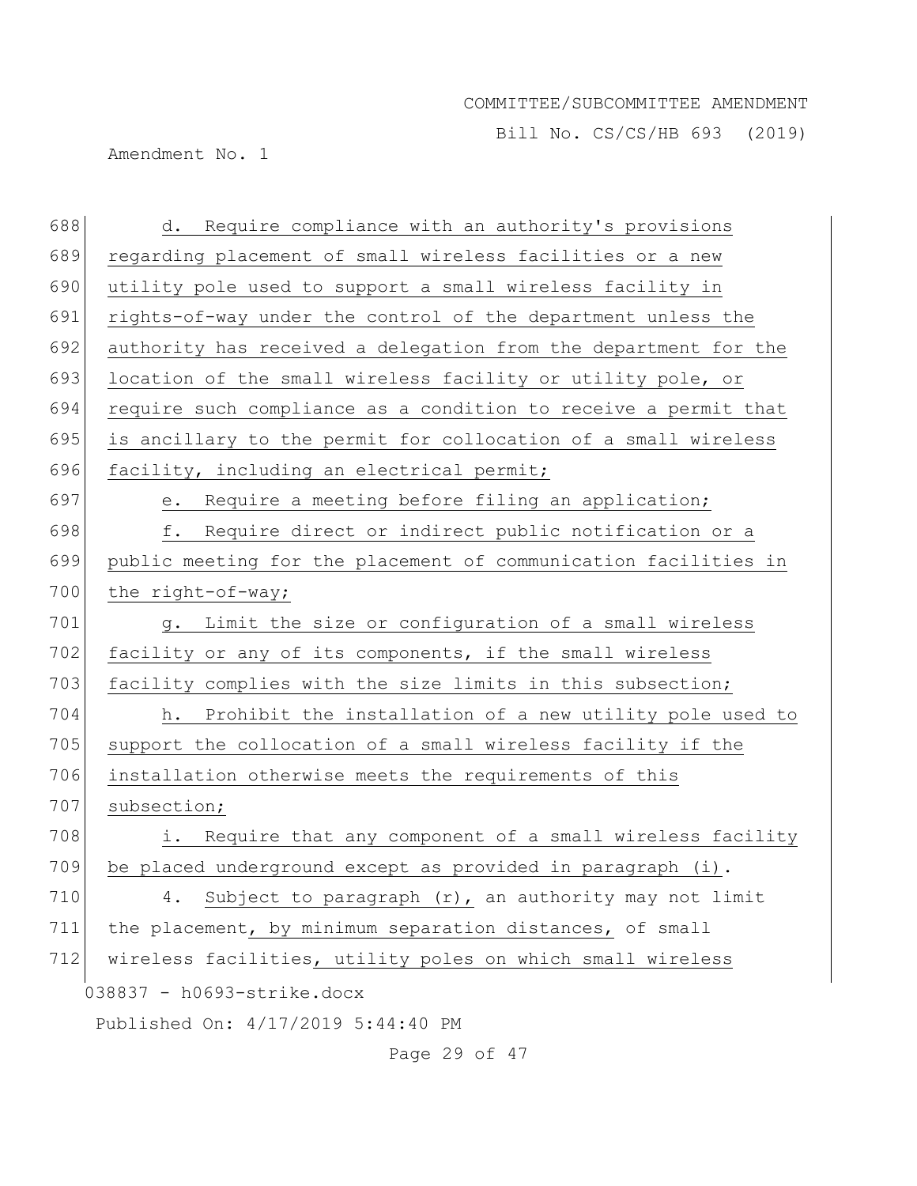d. Require compliance with an authority's provisions regarding placement of small wireless facilities or a new utility pole used to support a small wireless facility in rights-of-way under the control of the department unless the authority has received a delegation from the department for the location of the small wireless facility or utility pole, or require such compliance as a condition to receive a permit that is ancillary to the permit for collocation of a small wireless facility, including an electrical permit;

e. Require a meeting before filing an application;

f. Require direct or indirect public notification or a public meeting for the placement of communication facilities in the right-of-way;

g. Limit the size or configuration of a small wireless facility or any of its components, if the small wireless facility complies with the size limits in this subsection;

h. Prohibit the installation of a new utility pole used to support the collocation of a small wireless facility if the installation otherwise meets the requirements of this subsection;

i. Require that any component of a small wireless facility be placed underground except as provided in paragraph (i).

4. Subject to paragraph (r), an authority may not limit the placement, by minimum separation distances, of small wireless facilities, utility poles on which small wireless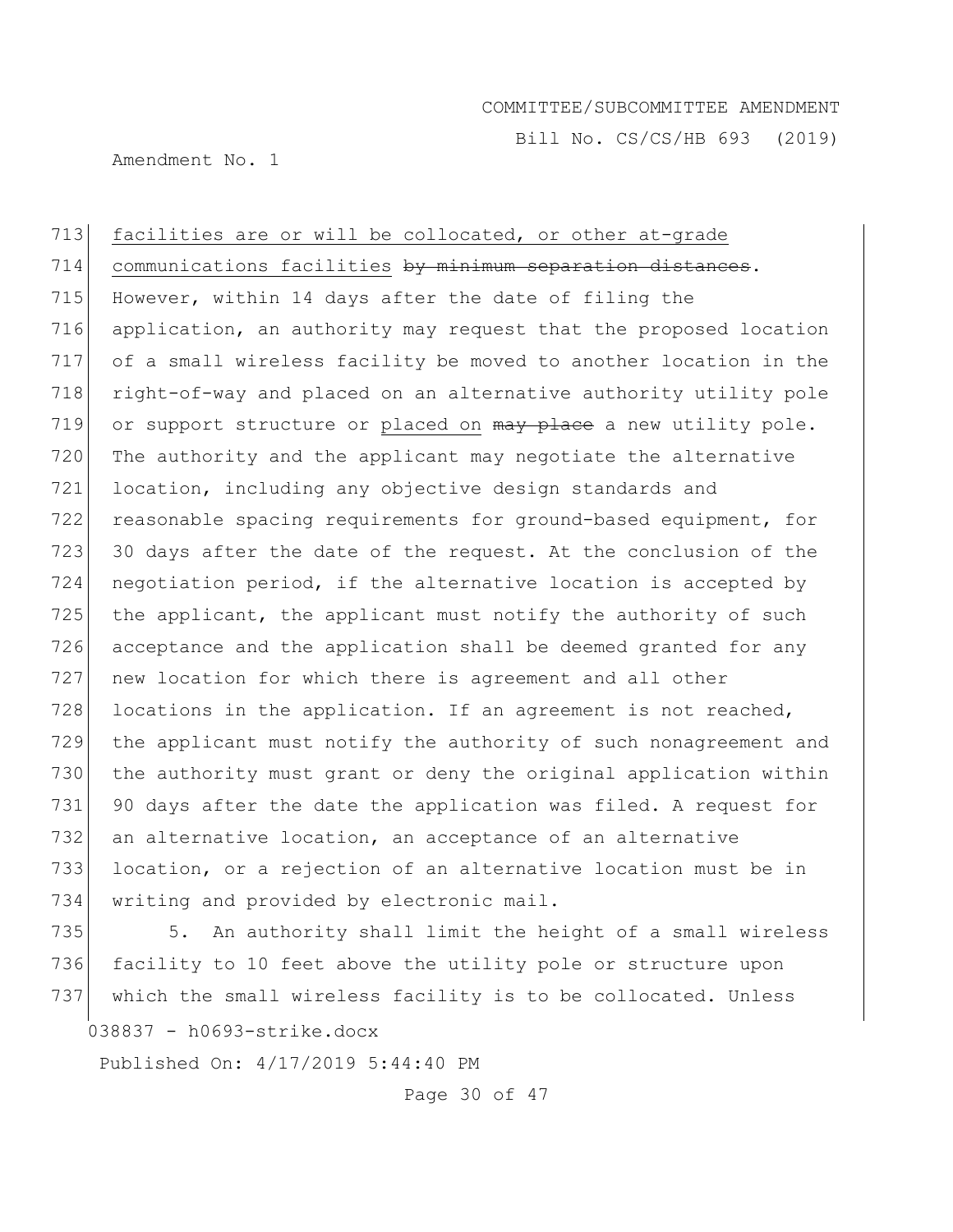facilities are or will be collocated, or other at-grade communications facilities ~~by minimum separation distances~~. However, within 14 days after the date of filing the application, an authority may request that the proposed location of a small wireless facility be moved to another location in the right-of-way and placed on an alternative authority utility pole or support structure or placed on ~~may place~~ a new utility pole. The authority and the applicant may negotiate the alternative location, including any objective design standards and reasonable spacing requirements for ground-based equipment, for 30 days after the date of the request. At the conclusion of the negotiation period, if the alternative location is accepted by the applicant, the applicant must notify the authority of such acceptance and the application shall be deemed granted for any new location for which there is agreement and all other locations in the application. If an agreement is not reached, the applicant must notify the authority of such nonagreement and the authority must grant or deny the original application within 90 days after the date the application was filed. A request for an alternative location, an acceptance of an alternative location, or a rejection of an alternative location must be in writing and provided by electronic mail.

5. An authority shall limit the height of a small wireless facility to 10 feet above the utility pole or structure upon which the small wireless facility is to be collocated. Unless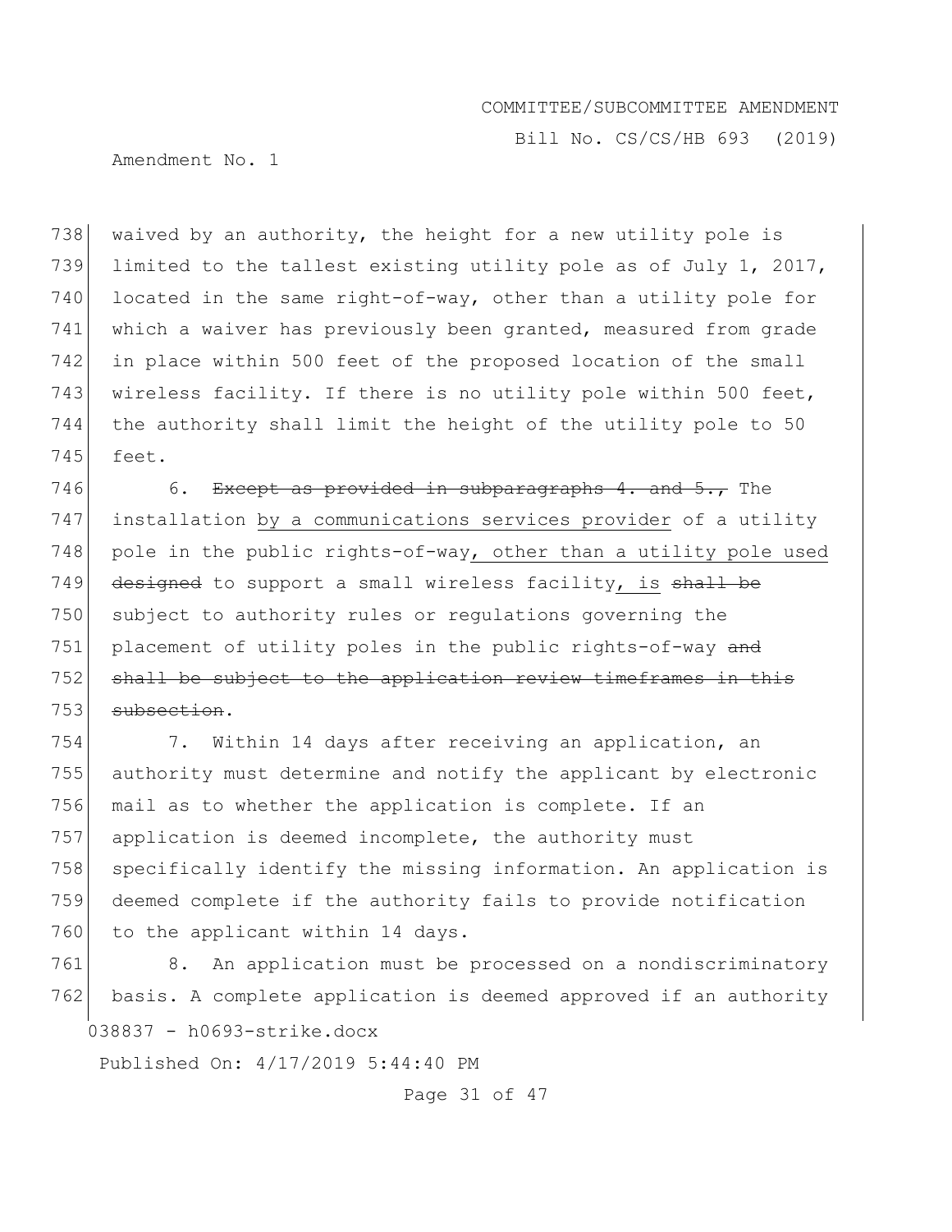waived by an authority, the height for a new utility pole is limited to the tallest existing utility pole as of July 1, 2017, located in the same right-of-way, other than a utility pole for which a waiver has previously been granted, measured from grade in place within 500 feet of the proposed location of the small wireless facility. If there is no utility pole within 500 feet, the authority shall limit the height of the utility pole to 50 feet.

6. ~~Except as provided in subparagraphs 4. and 5.,~~ The installation <u>by a communications services provider</u> of a utility pole in the public rights-of-way<u>, other than a utility pole used</u> ~~designed~~ to support a small wireless facility<u>, is</u> ~~shall be~~ subject to authority rules or regulations governing the placement of utility poles in the public rights-of-way ~~and shall be subject to the application review timeframes in this subsection~~.

7. Within 14 days after receiving an application, an authority must determine and notify the applicant by electronic mail as to whether the application is complete. If an application is deemed incomplete, the authority must specifically identify the missing information. An application is deemed complete if the authority fails to provide notification to the applicant within 14 days.

8. An application must be processed on a nondiscriminatory basis. A complete application is deemed approved if an authority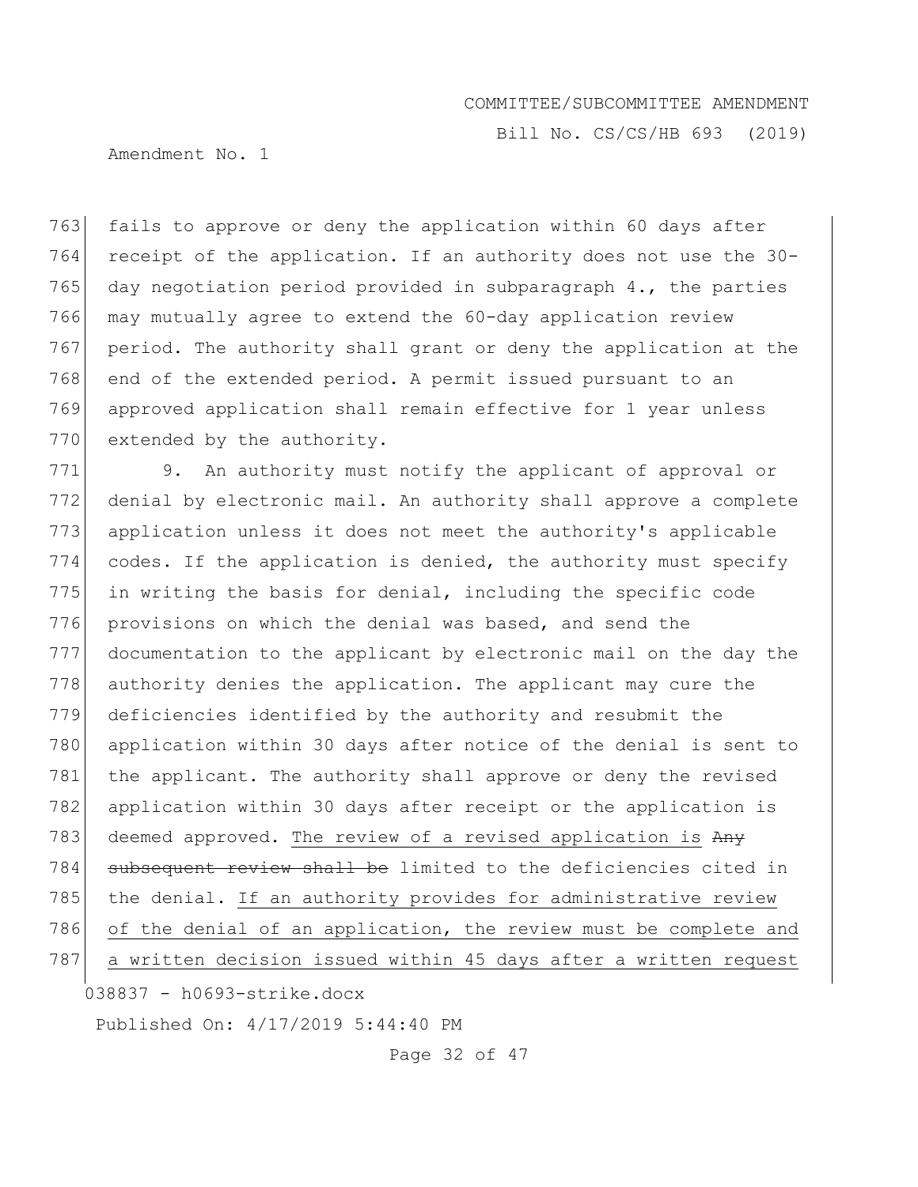fails to approve or deny the application within 60 days after receipt of the application. If an authority does not use the 30-day negotiation period provided in subparagraph 4., the parties may mutually agree to extend the 60-day application review period. The authority shall grant or deny the application at the end of the extended period. A permit issued pursuant to an approved application shall remain effective for 1 year unless extended by the authority.

9. An authority must notify the applicant of approval or denial by electronic mail. An authority shall approve a complete application unless it does not meet the authority's applicable codes. If the application is denied, the authority must specify in writing the basis for denial, including the specific code provisions on which the denial was based, and send the documentation to the applicant by electronic mail on the day the authority denies the application. The applicant may cure the deficiencies identified by the authority and resubmit the application within 30 days after notice of the denial is sent to the applicant. The authority shall approve or deny the revised application within 30 days after receipt or the application is deemed approved. <u>The review of a revised application is</u> ~~Any subsequent review shall be~~ limited to the deficiencies cited in the denial. <u>If an authority provides for administrative review of the denial of an application, the review must be complete and a written decision issued within 45 days after a written request</u>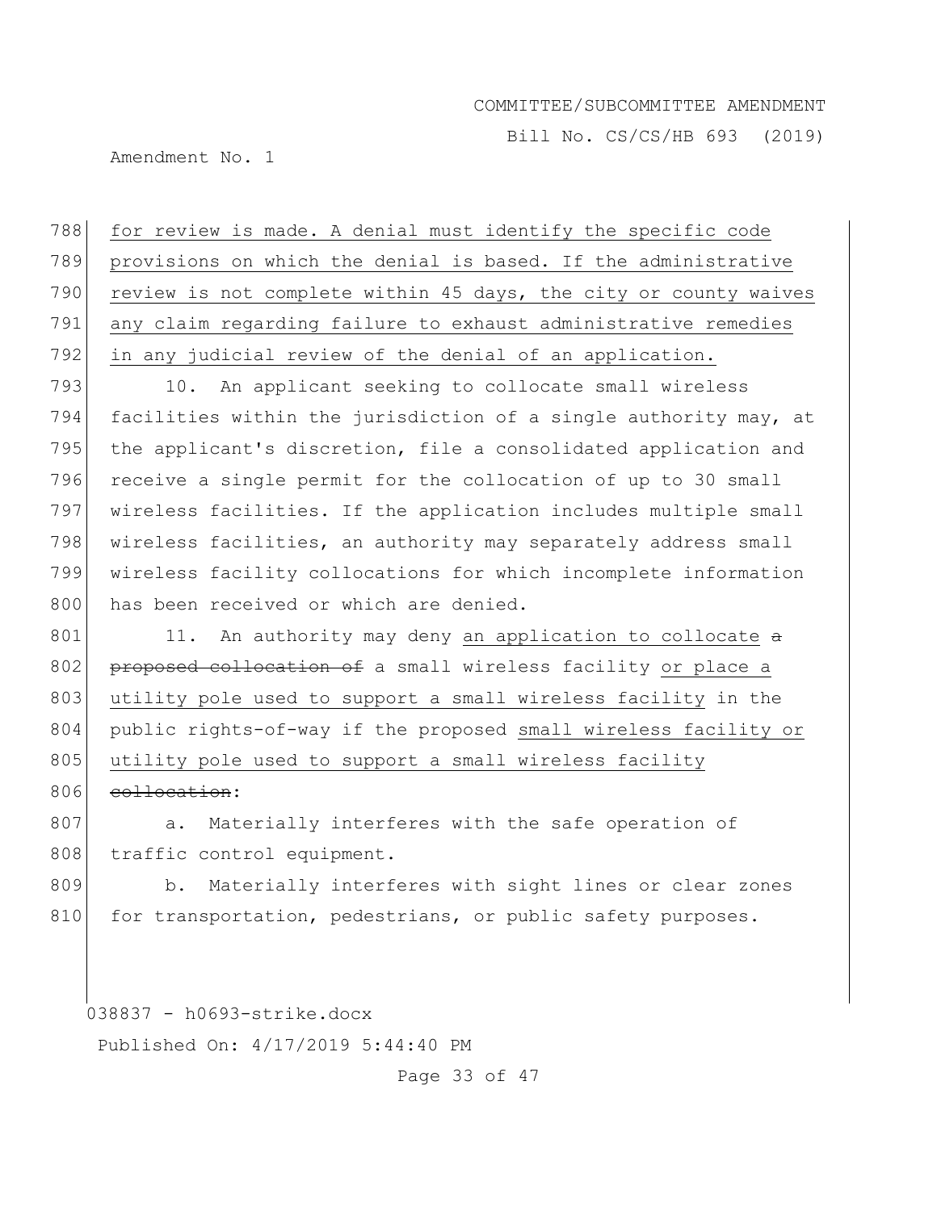for review is made. A denial must identify the specific code provisions on which the denial is based. If the administrative review is not complete within 45 days, the city or county waives any claim regarding failure to exhaust administrative remedies in any judicial review of the denial of an application.

10. An applicant seeking to collocate small wireless facilities within the jurisdiction of a single authority may, at the applicant's discretion, file a consolidated application and receive a single permit for the collocation of up to 30 small wireless facilities. If the application includes multiple small wireless facilities, an authority may separately address small wireless facility collocations for which incomplete information has been received or which are denied.

11. An authority may deny an application to collocate ~~a proposed collocation of~~ a small wireless facility or place a utility pole used to support a small wireless facility in the public rights-of-way if the proposed small wireless facility or utility pole used to support a small wireless facility ~~collocation~~:

a. Materially interferes with the safe operation of traffic control equipment.

b. Materially interferes with sight lines or clear zones for transportation, pedestrians, or public safety purposes.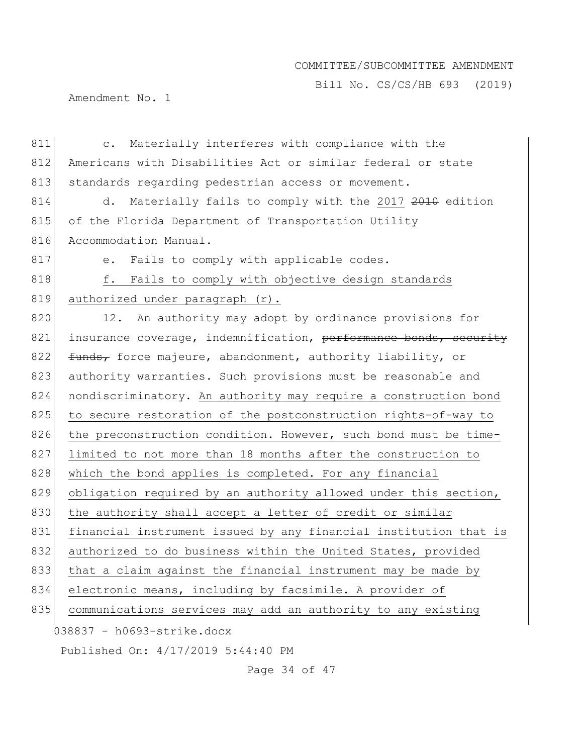c. Materially interferes with compliance with the Americans with Disabilities Act or similar federal or state standards regarding pedestrian access or movement.

d. Materially fails to comply with the <u>2017</u> ~~2010~~ edition of the Florida Department of Transportation Utility Accommodation Manual.

e. Fails to comply with applicable codes.

<u>f. Fails to comply with objective design standards authorized under paragraph (r).</u>

12. An authority may adopt by ordinance provisions for insurance coverage, indemnification, ~~performance bonds, security funds,~~ force majeure, abandonment, authority liability, or authority warranties. Such provisions must be reasonable and nondiscriminatory. <u>An authority may require a construction bond to secure restoration of the postconstruction rights-of-way to the preconstruction condition. However, such bond must be time-limited to not more than 18 months after the construction to which the bond applies is completed. For any financial obligation required by an authority allowed under this section, the authority shall accept a letter of credit or similar financial instrument issued by any financial institution that is authorized to do business within the United States, provided that a claim against the financial instrument may be made by electronic means, including by facsimile. A provider of communications services may add an authority to any existing</u>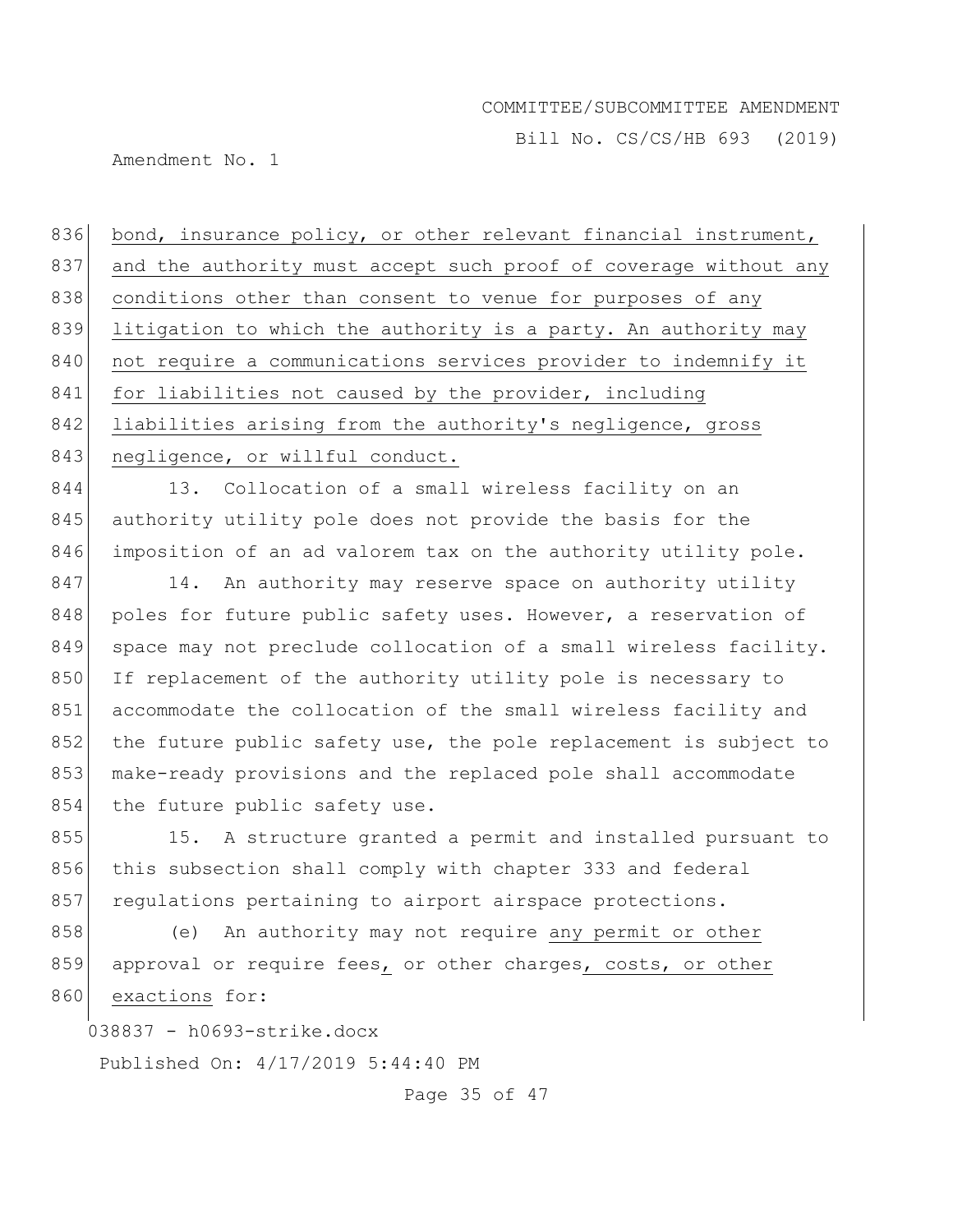bond, insurance policy, or other relevant financial instrument, and the authority must accept such proof of coverage without any conditions other than consent to venue for purposes of any litigation to which the authority is a party. An authority may not require a communications services provider to indemnify it for liabilities not caused by the provider, including liabilities arising from the authority's negligence, gross negligence, or willful conduct.

13. Collocation of a small wireless facility on an authority utility pole does not provide the basis for the imposition of an ad valorem tax on the authority utility pole.

14. An authority may reserve space on authority utility poles for future public safety uses. However, a reservation of space may not preclude collocation of a small wireless facility. If replacement of the authority utility pole is necessary to accommodate the collocation of the small wireless facility and the future public safety use, the pole replacement is subject to make-ready provisions and the replaced pole shall accommodate the future public safety use.

15. A structure granted a permit and installed pursuant to this subsection shall comply with chapter 333 and federal regulations pertaining to airport airspace protections.

(e) An authority may not require any permit or other approval or require fees, or other charges, costs, or other exactions for: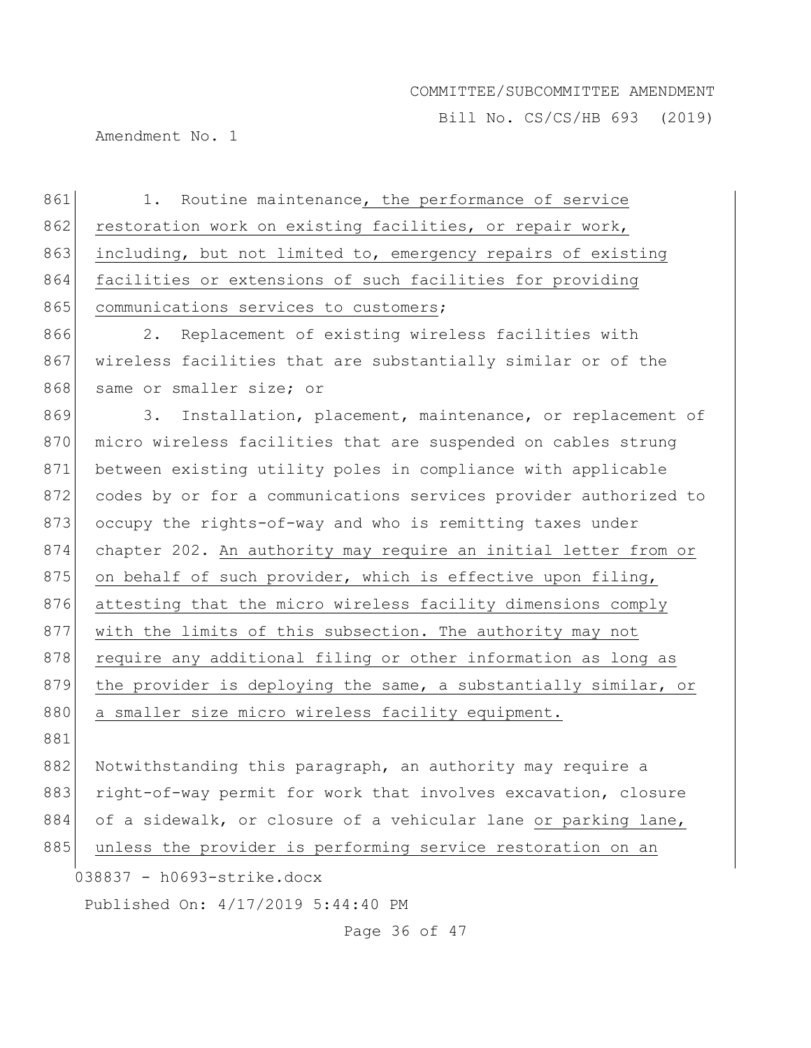1. Routine maintenance, the performance of service restoration work on existing facilities, or repair work, including, but not limited to, emergency repairs of existing facilities or extensions of such facilities for providing communications services to customers;

2. Replacement of existing wireless facilities with wireless facilities that are substantially similar or of the same or smaller size; or

3. Installation, placement, maintenance, or replacement of micro wireless facilities that are suspended on cables strung between existing utility poles in compliance with applicable codes by or for a communications services provider authorized to occupy the rights-of-way and who is remitting taxes under chapter 202. An authority may require an initial letter from or on behalf of such provider, which is effective upon filing, attesting that the micro wireless facility dimensions comply with the limits of this subsection. The authority may not require any additional filing or other information as long as the provider is deploying the same, a substantially similar, or a smaller size micro wireless facility equipment.

Notwithstanding this paragraph, an authority may require a right-of-way permit for work that involves excavation, closure of a sidewalk, or closure of a vehicular lane or parking lane, unless the provider is performing service restoration on an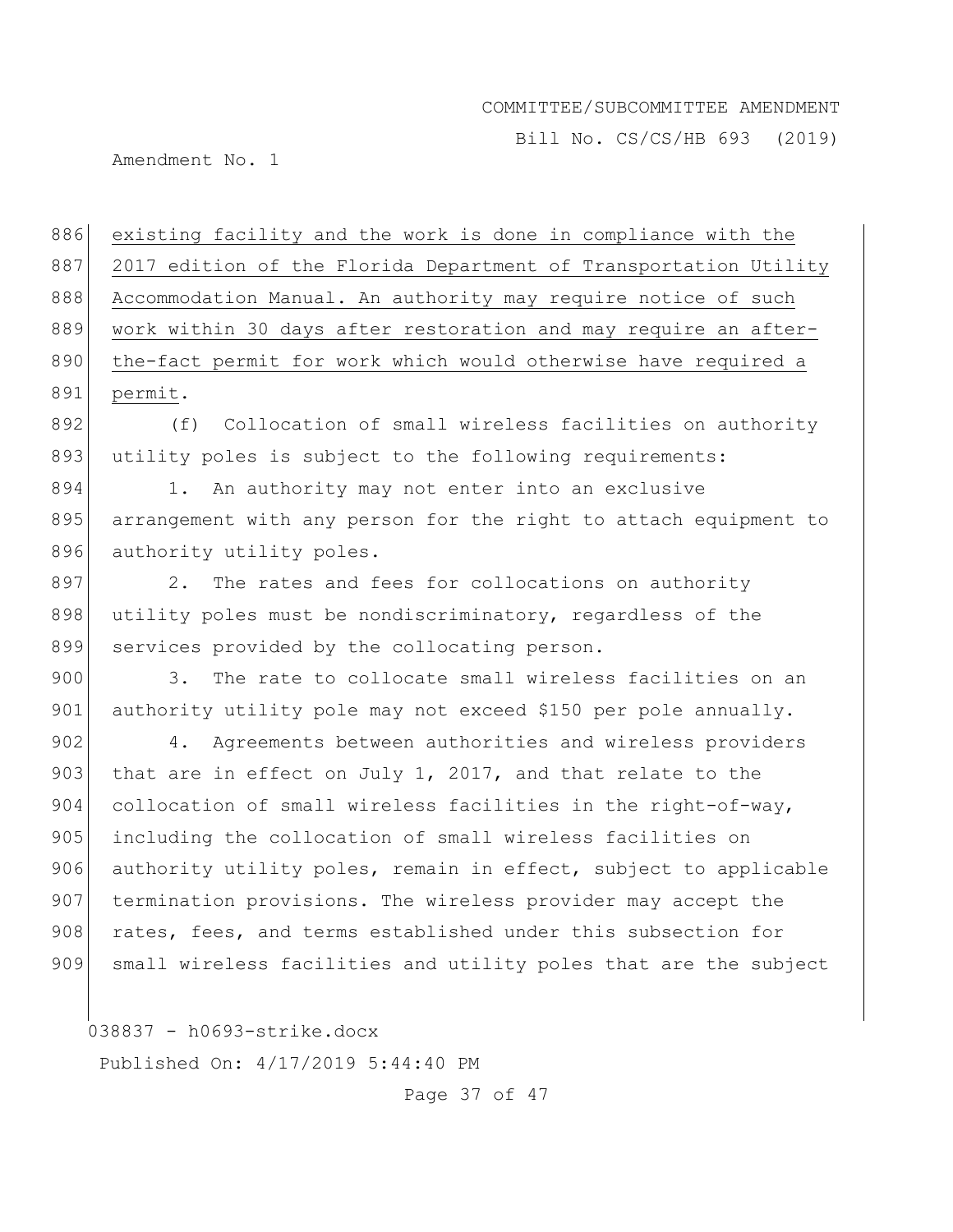existing facility and the work is done in compliance with the 2017 edition of the Florida Department of Transportation Utility Accommodation Manual. An authority may require notice of such work within 30 days after restoration and may require an after-the-fact permit for work which would otherwise have required a permit.

(f) Collocation of small wireless facilities on authority utility poles is subject to the following requirements:

1. An authority may not enter into an exclusive arrangement with any person for the right to attach equipment to authority utility poles.

2. The rates and fees for collocations on authority utility poles must be nondiscriminatory, regardless of the services provided by the collocating person.

3. The rate to collocate small wireless facilities on an authority utility pole may not exceed $150 per pole annually.

4. Agreements between authorities and wireless providers that are in effect on July 1, 2017, and that relate to the collocation of small wireless facilities in the right-of-way, including the collocation of small wireless facilities on authority utility poles, remain in effect, subject to applicable termination provisions. The wireless provider may accept the rates, fees, and terms established under this subsection for small wireless facilities and utility poles that are the subject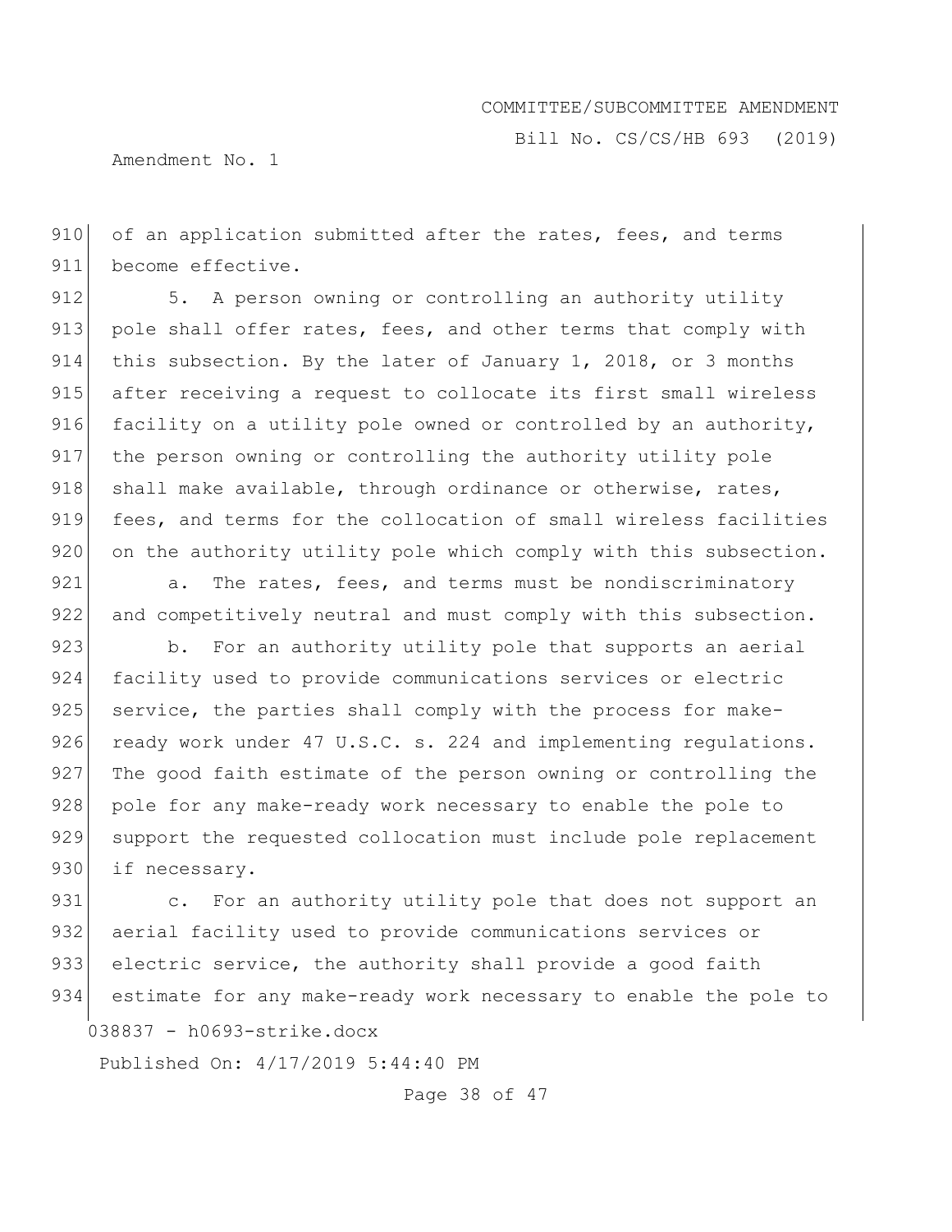of an application submitted after the rates, fees, and terms become effective.

5. A person owning or controlling an authority utility pole shall offer rates, fees, and other terms that comply with this subsection. By the later of January 1, 2018, or 3 months after receiving a request to collocate its first small wireless facility on a utility pole owned or controlled by an authority, the person owning or controlling the authority utility pole shall make available, through ordinance or otherwise, rates, fees, and terms for the collocation of small wireless facilities on the authority utility pole which comply with this subsection.

a. The rates, fees, and terms must be nondiscriminatory and competitively neutral and must comply with this subsection.

b. For an authority utility pole that supports an aerial facility used to provide communications services or electric service, the parties shall comply with the process for make-ready work under 47 U.S.C. s. 224 and implementing regulations. The good faith estimate of the person owning or controlling the pole for any make-ready work necessary to enable the pole to support the requested collocation must include pole replacement if necessary.

c. For an authority utility pole that does not support an aerial facility used to provide communications services or electric service, the authority shall provide a good faith estimate for any make-ready work necessary to enable the pole to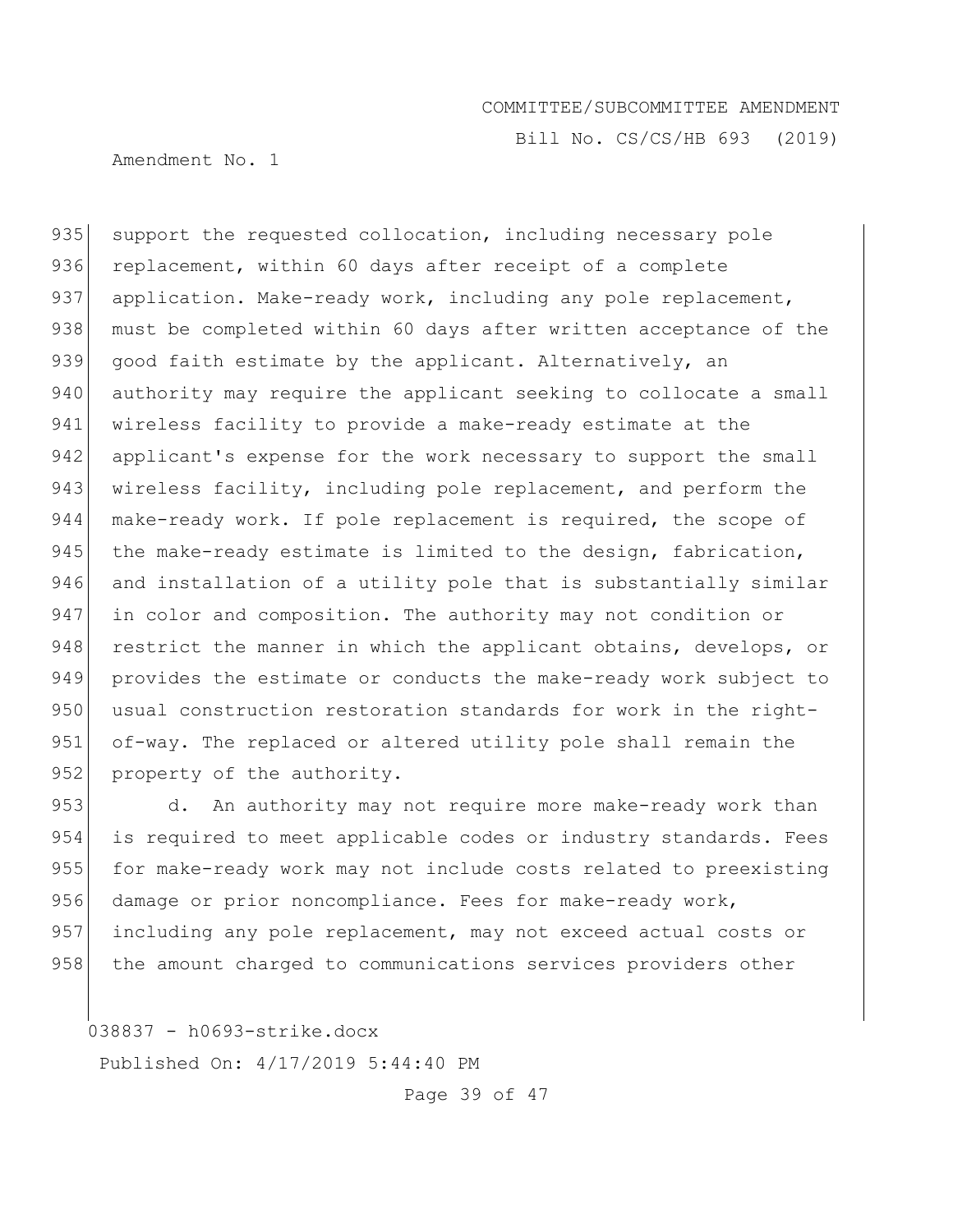support the requested collocation, including necessary pole replacement, within 60 days after receipt of a complete application. Make-ready work, including any pole replacement, must be completed within 60 days after written acceptance of the good faith estimate by the applicant. Alternatively, an authority may require the applicant seeking to collocate a small wireless facility to provide a make-ready estimate at the applicant's expense for the work necessary to support the small wireless facility, including pole replacement, and perform the make-ready work. If pole replacement is required, the scope of the make-ready estimate is limited to the design, fabrication, and installation of a utility pole that is substantially similar in color and composition. The authority may not condition or restrict the manner in which the applicant obtains, develops, or provides the estimate or conducts the make-ready work subject to usual construction restoration standards for work in the right-of-way. The replaced or altered utility pole shall remain the property of the authority.

d. An authority may not require more make-ready work than is required to meet applicable codes or industry standards. Fees for make-ready work may not include costs related to preexisting damage or prior noncompliance. Fees for make-ready work, including any pole replacement, may not exceed actual costs or the amount charged to communications services providers other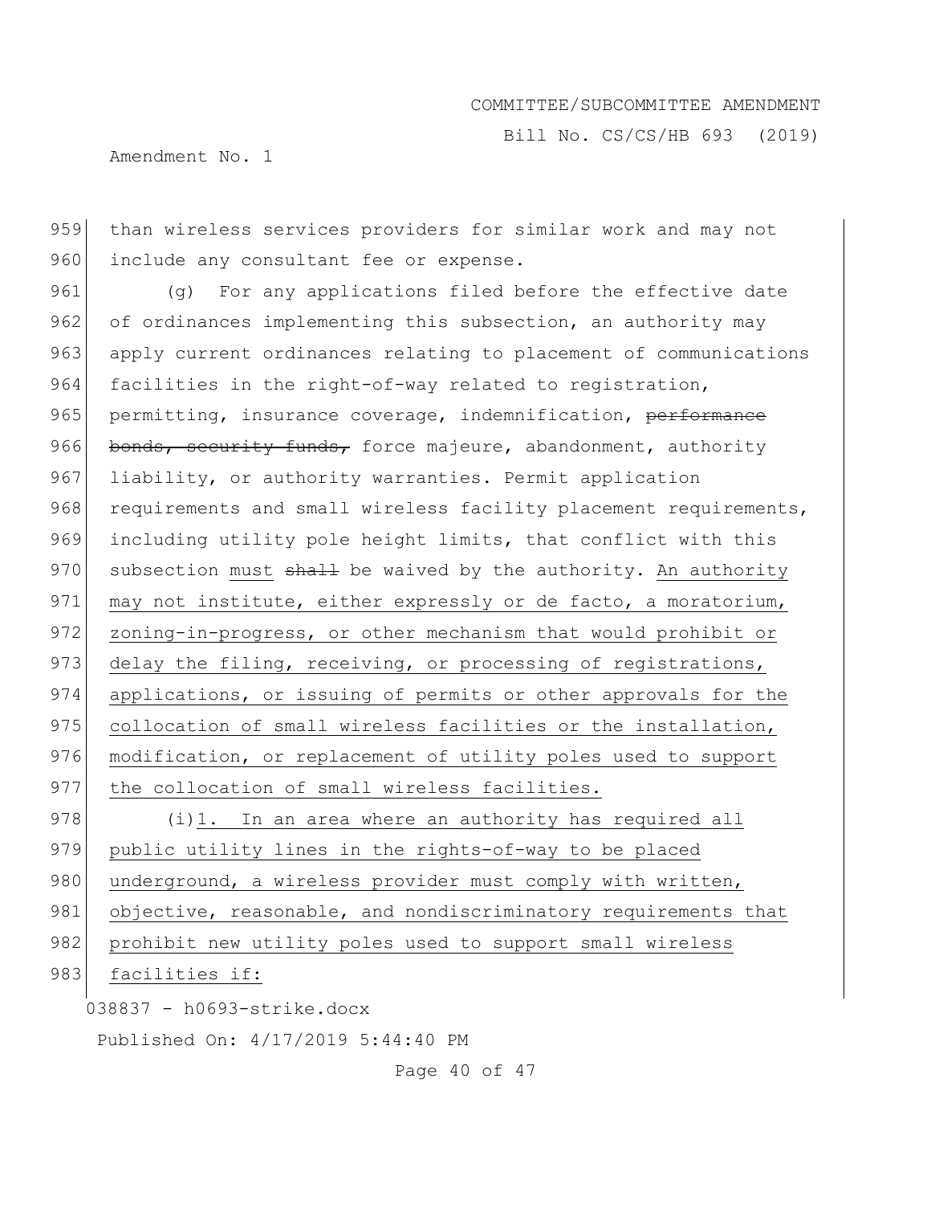than wireless services providers for similar work and may not include any consultant fee or expense.

(g) For any applications filed before the effective date of ordinances implementing this subsection, an authority may apply current ordinances relating to placement of communications facilities in the right-of-way related to registration, permitting, insurance coverage, indemnification, ~~performance bonds, security funds,~~ force majeure, abandonment, authority liability, or authority warranties. Permit application requirements and small wireless facility placement requirements, including utility pole height limits, that conflict with this subsection <u>must</u> ~~shall~~ be waived by the authority. <u>An authority may not institute, either expressly or de facto, a moratorium, zoning-in-progress, or other mechanism that would prohibit or delay the filing, receiving, or processing of registrations, applications, or issuing of permits or other approvals for the collocation of small wireless facilities or the installation, modification, or replacement of utility poles used to support the collocation of small wireless facilities.</u>

(i)<u>1. In an area where an authority has required all public utility lines in the rights-of-way to be placed underground, a wireless provider must comply with written, objective, reasonable, and nondiscriminatory requirements that prohibit new utility poles used to support small wireless facilities if:</u>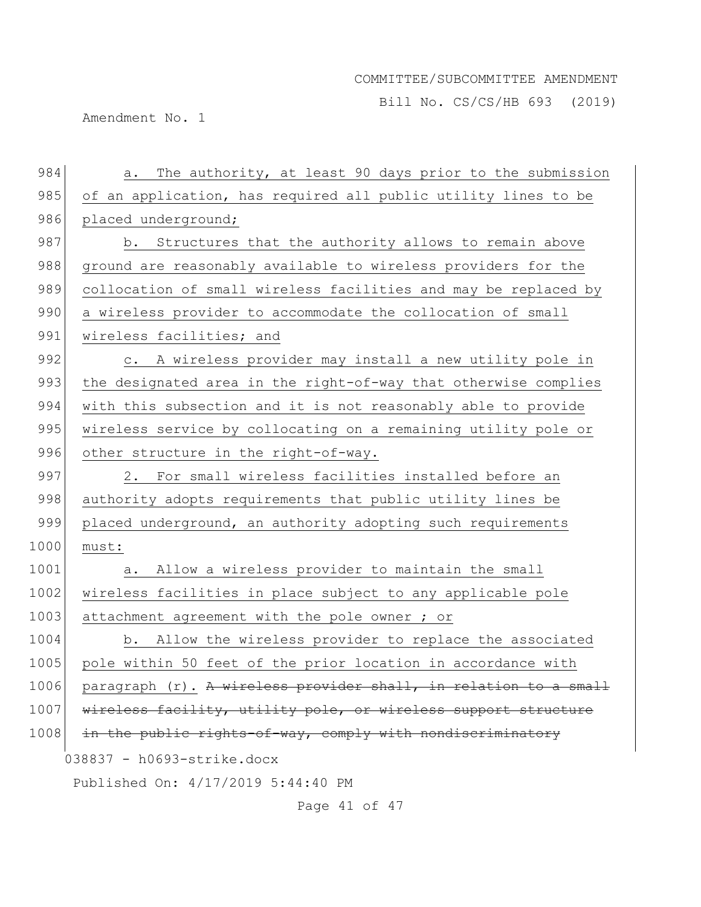a. The authority, at least 90 days prior to the submission of an application, has required all public utility lines to be placed underground;

b. Structures that the authority allows to remain above ground are reasonably available to wireless providers for the collocation of small wireless facilities and may be replaced by a wireless provider to accommodate the collocation of small wireless facilities; and

c. A wireless provider may install a new utility pole in the designated area in the right-of-way that otherwise complies with this subsection and it is not reasonably able to provide wireless service by collocating on a remaining utility pole or other structure in the right-of-way.

2. For small wireless facilities installed before an authority adopts requirements that public utility lines be placed underground, an authority adopting such requirements must:

a. Allow a wireless provider to maintain the small wireless facilities in place subject to any applicable pole attachment agreement with the pole owner ; or

b. Allow the wireless provider to replace the associated pole within 50 feet of the prior location in accordance with paragraph (r). ~~A wireless provider shall, in relation to a small wireless facility, utility pole, or wireless support structure in the public rights-of-way, comply with nondiscriminatory~~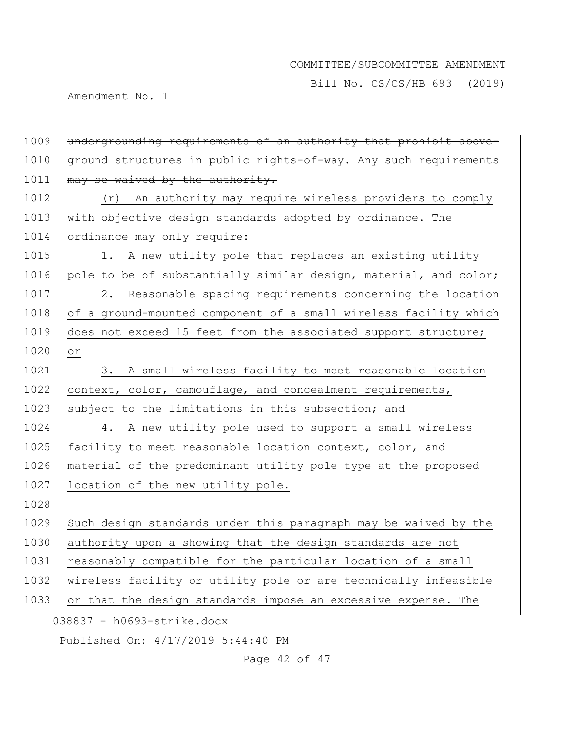~~underground requirements of an authority that prohibit above-ground structures in public rights-of-way. Any such requirements may be waived by the authority.~~

(r) An authority may require wireless providers to comply with objective design standards adopted by ordinance. The ordinance may only require:

1. A new utility pole that replaces an existing utility pole to be of substantially similar design, material, and color;

2. Reasonable spacing requirements concerning the location of a ground-mounted component of a small wireless facility which does not exceed 15 feet from the associated support structure; or

3. A small wireless facility to meet reasonable location context, color, camouflage, and concealment requirements, subject to the limitations in this subsection; and

4. A new utility pole used to support a small wireless facility to meet reasonable location context, color, and material of the predominant utility pole type at the proposed location of the new utility pole.

Such design standards under this paragraph may be waived by the authority upon a showing that the design standards are not reasonably compatible for the particular location of a small wireless facility or utility pole or are technically infeasible or that the design standards impose an excessive expense. The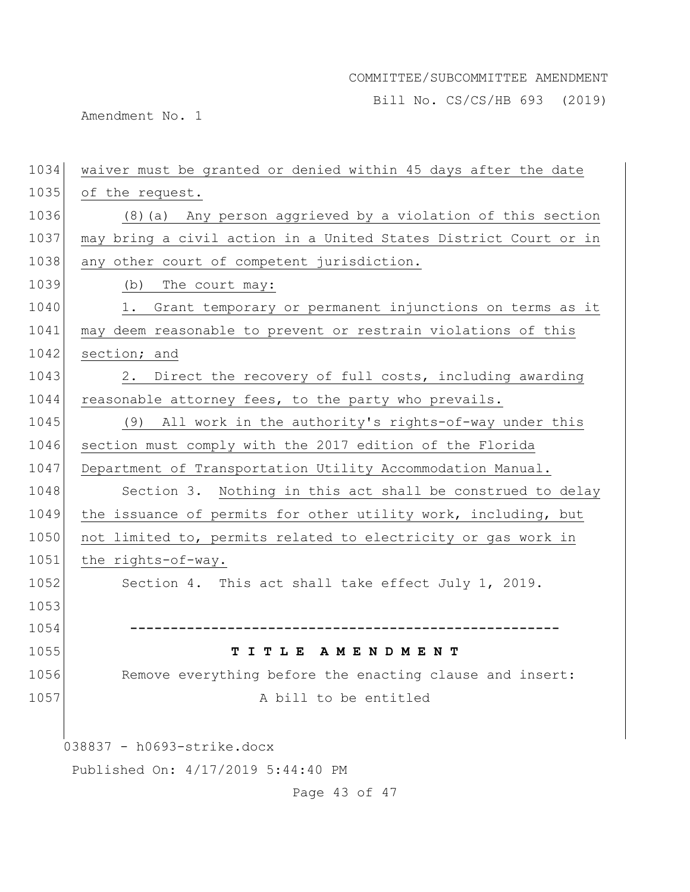waiver must be granted or denied within 45 days after the date of the request.

(8)(a) Any person aggrieved by a violation of this section may bring a civil action in a United States District Court or in any other court of competent jurisdiction.

(b) The court may:

1. Grant temporary or permanent injunctions on terms as it may deem reasonable to prevent or restrain violations of this section; and

2. Direct the recovery of full costs, including awarding reasonable attorney fees, to the party who prevails.

(9) All work in the authority's rights-of-way under this section must comply with the 2017 edition of the Florida Department of Transportation Utility Accommodation Manual.

Section 3. Nothing in this act shall be construed to delay the issuance of permits for other utility work, including, but not limited to, permits related to electricity or gas work in the rights-of-way.

Section 4. This act shall take effect July 1, 2019.

-----------------------------------------------------

**T I T L E  A M E N D M E N T**

Remove everything before the enacting clause and insert:

A bill to be entitled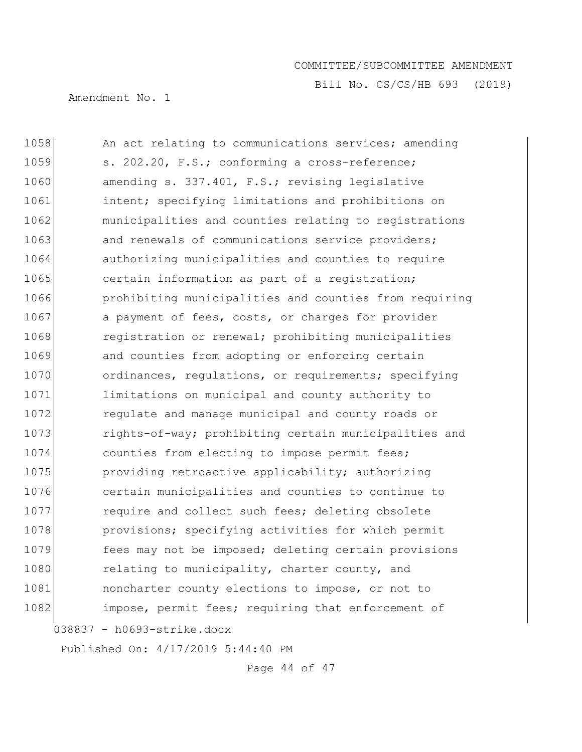1058 An act relating to communications services; amending
1059 s. 202.20, F.S.; conforming a cross-reference;
1060 amending s. 337.401, F.S.; revising legislative
1061 intent; specifying limitations and prohibitions on
1062 municipalities and counties relating to registrations
1063 and renewals of communications service providers;
1064 authorizing municipalities and counties to require
1065 certain information as part of a registration;
1066 prohibiting municipalities and counties from requiring
1067 a payment of fees, costs, or charges for provider
1068 registration or renewal; prohibiting municipalities
1069 and counties from adopting or enforcing certain
1070 ordinances, regulations, or requirements; specifying
1071 limitations on municipal and county authority to
1072 regulate and manage municipal and county roads or
1073 rights-of-way; prohibiting certain municipalities and
1074 counties from electing to impose permit fees;
1075 providing retroactive applicability; authorizing
1076 certain municipalities and counties to continue to
1077 require and collect such fees; deleting obsolete
1078 provisions; specifying activities for which permit
1079 fees may not be imposed; deleting certain provisions
1080 relating to municipality, charter county, and
1081 noncharter county elections to impose, or not to
1082 impose, permit fees; requiring that enforcement of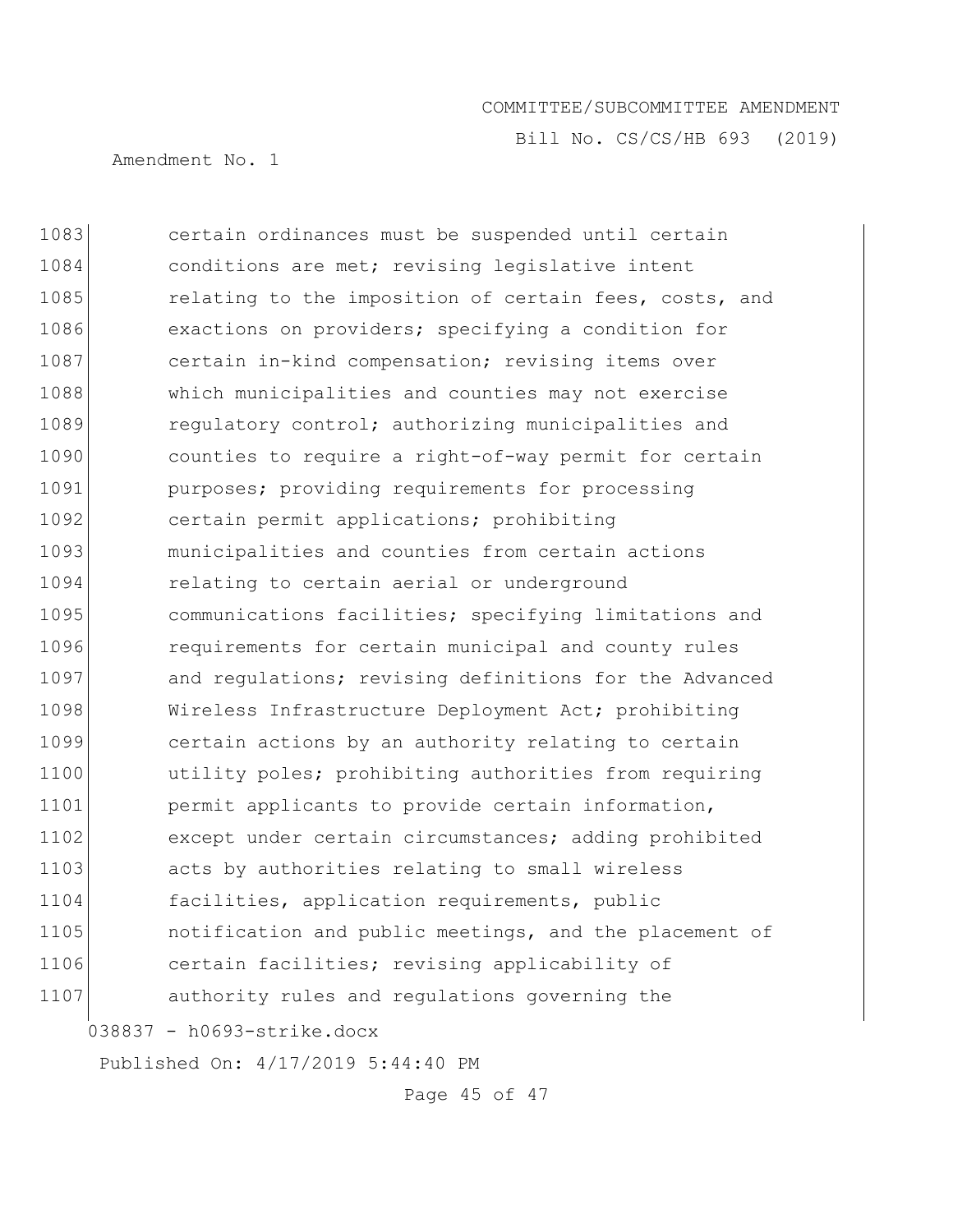1083 certain ordinances must be suspended until certain
1084 conditions are met; revising legislative intent
1085 relating to the imposition of certain fees, costs, and
1086 exactions on providers; specifying a condition for
1087 certain in-kind compensation; revising items over
1088 which municipalities and counties may not exercise
1089 regulatory control; authorizing municipalities and
1090 counties to require a right-of-way permit for certain
1091 purposes; providing requirements for processing
1092 certain permit applications; prohibiting
1093 municipalities and counties from certain actions
1094 relating to certain aerial or underground
1095 communications facilities; specifying limitations and
1096 requirements for certain municipal and county rules
1097 and regulations; revising definitions for the Advanced
1098 Wireless Infrastructure Deployment Act; prohibiting
1099 certain actions by an authority relating to certain
1100 utility poles; prohibiting authorities from requiring
1101 permit applicants to provide certain information,
1102 except under certain circumstances; adding prohibited
1103 acts by authorities relating to small wireless
1104 facilities, application requirements, public
1105 notification and public meetings, and the placement of
1106 certain facilities; revising applicability of
1107 authority rules and regulations governing the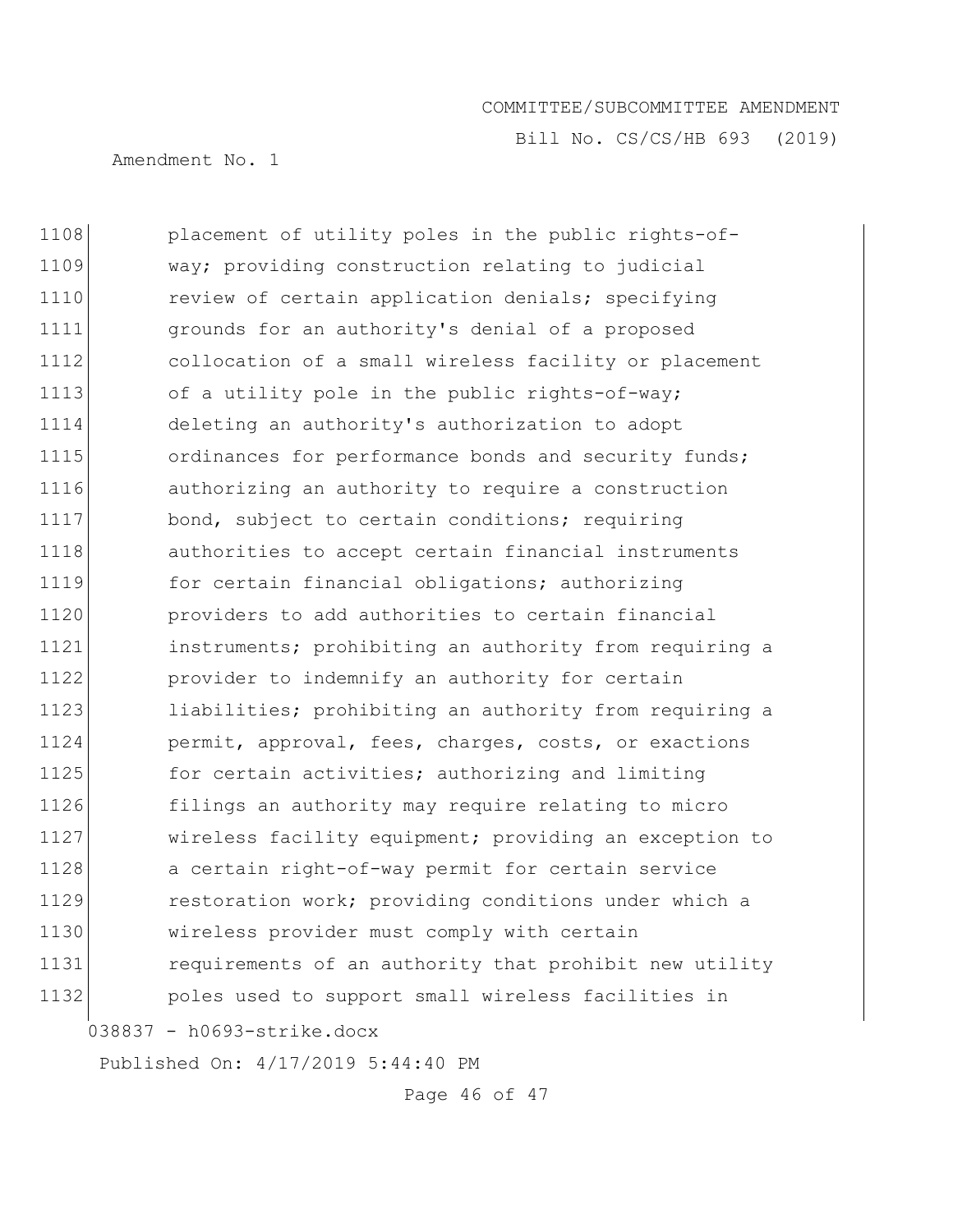1108 placement of utility poles in the public rights-of-
1109 way; providing construction relating to judicial
1110 review of certain application denials; specifying
1111 grounds for an authority's denial of a proposed
1112 collocation of a small wireless facility or placement
1113 of a utility pole in the public rights-of-way;
1114 deleting an authority's authorization to adopt
1115 ordinances for performance bonds and security funds;
1116 authorizing an authority to require a construction
1117 bond, subject to certain conditions; requiring
1118 authorities to accept certain financial instruments
1119 for certain financial obligations; authorizing
1120 providers to add authorities to certain financial
1121 instruments; prohibiting an authority from requiring a
1122 provider to indemnify an authority for certain
1123 liabilities; prohibiting an authority from requiring a
1124 permit, approval, fees, charges, costs, or exactions
1125 for certain activities; authorizing and limiting
1126 filings an authority may require relating to micro
1127 wireless facility equipment; providing an exception to
1128 a certain right-of-way permit for certain service
1129 restoration work; providing conditions under which a
1130 wireless provider must comply with certain
1131 requirements of an authority that prohibit new utility
1132 poles used to support small wireless facilities in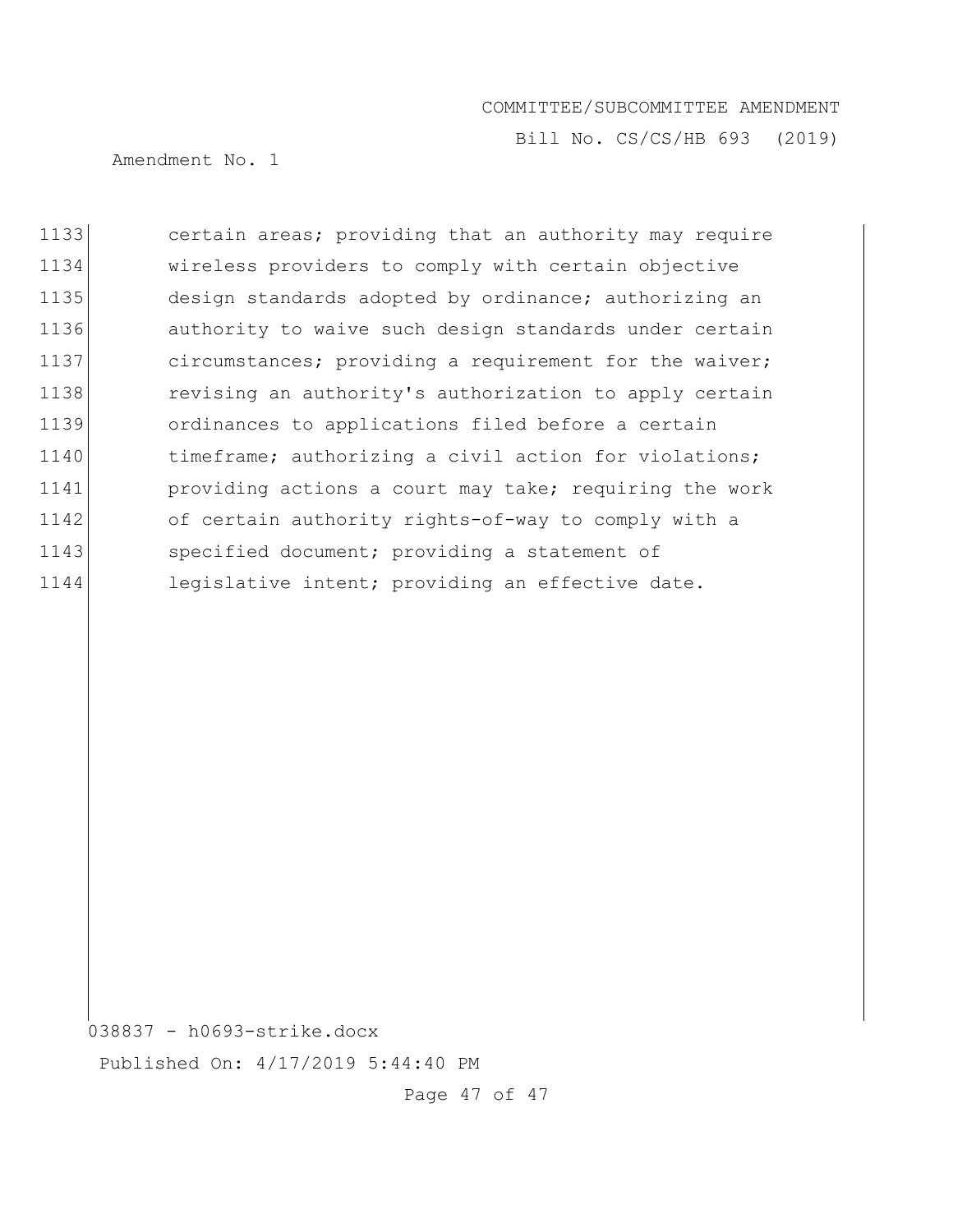1133 certain areas; providing that an authority may require
1134 wireless providers to comply with certain objective
1135 design standards adopted by ordinance; authorizing an
1136 authority to waive such design standards under certain
1137 circumstances; providing a requirement for the waiver;
1138 revising an authority's authorization to apply certain
1139 ordinances to applications filed before a certain
1140 timeframe; authorizing a civil action for violations;
1141 providing actions a court may take; requiring the work
1142 of certain authority rights-of-way to comply with a
1143 specified document; providing a statement of
1144 legislative intent; providing an effective date.